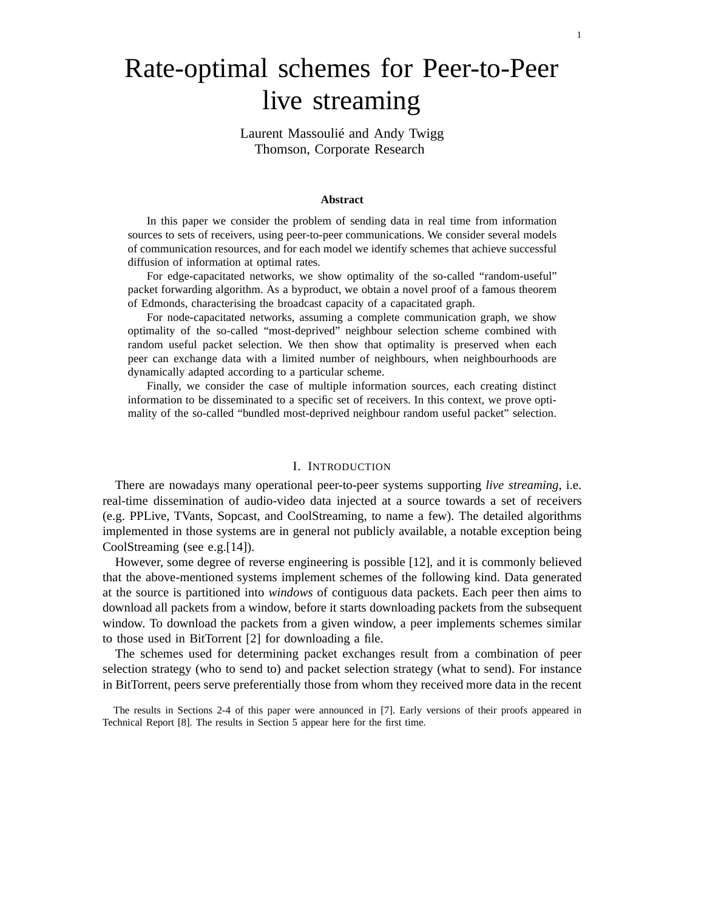# Rate-optimal schemes for Peer-to-Peer live streaming

Laurent Massoulié and Andy Twigg
Thomson, Corporate Research

**Abstract**

In this paper we consider the problem of sending data in real time from information sources to sets of receivers, using peer-to-peer communications. We consider several models of communication resources, and for each model we identify schemes that achieve successful diffusion of information at optimal rates.

For edge-capacitated networks, we show optimality of the so-called "random-useful" packet forwarding algorithm. As a byproduct, we obtain a novel proof of a famous theorem of Edmonds, characterising the broadcast capacity of a capacitated graph.

For node-capacitated networks, assuming a complete communication graph, we show optimality of the so-called "most-deprived" neighbour selection scheme combined with random useful packet selection. We then show that optimality is preserved when each peer can exchange data with a limited number of neighbours, when neighbourhoods are dynamically adapted according to a particular scheme.

Finally, we consider the case of multiple information sources, each creating distinct information to be disseminated to a specific set of receivers. In this context, we prove optimality of the so-called "bundled most-deprived neighbour random useful packet" selection.

## I. Introduction

There are nowadays many operational peer-to-peer systems supporting *live streaming*, i.e. real-time dissemination of audio-video data injected at a source towards a set of receivers (e.g. PPLive, TVants, Sopcast, and CoolStreaming, to name a few). The detailed algorithms implemented in those systems are in general not publicly available, a notable exception being CoolStreaming (see e.g.[14]).

However, some degree of reverse engineering is possible [12], and it is commonly believed that the above-mentioned systems implement schemes of the following kind. Data generated at the source is partitioned into *windows* of contiguous data packets. Each peer then aims to download all packets from a window, before it starts downloading packets from the subsequent window. To download the packets from a given window, a peer implements schemes similar to those used in BitTorrent [2] for downloading a file.

The schemes used for determining packet exchanges result from a combination of peer selection strategy (who to send to) and packet selection strategy (what to send). For instance in BitTorrent, peers serve preferentially those from whom they received more data in the recent

The results in Sections 2-4 of this paper were announced in [7]. Early versions of their proofs appeared in Technical Report [8]. The results in Section 5 appear here for the first time.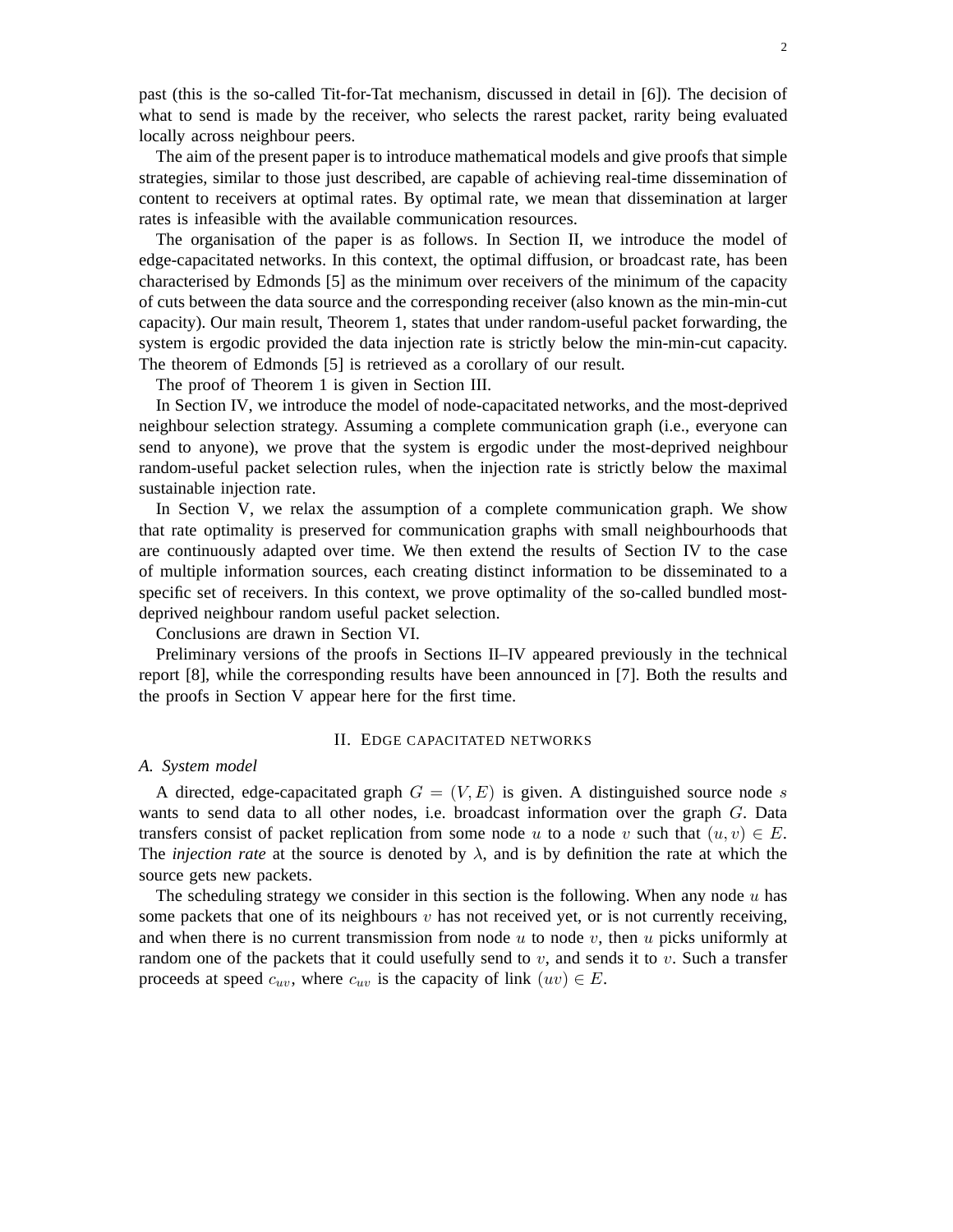past (this is the so-called Tit-for-Tat mechanism, discussed in detail in [6]). The decision of what to send is made by the receiver, who selects the rarest packet, rarity being evaluated locally across neighbour peers.

The aim of the present paper is to introduce mathematical models and give proofs that simple strategies, similar to those just described, are capable of achieving real-time dissemination of content to receivers at optimal rates. By optimal rate, we mean that dissemination at larger rates is infeasible with the available communication resources.

The organisation of the paper is as follows. In Section II, we introduce the model of edge-capacitated networks. In this context, the optimal diffusion, or broadcast rate, has been characterised by Edmonds [5] as the minimum over receivers of the minimum of the capacity of cuts between the data source and the corresponding receiver (also known as the min-min-cut capacity). Our main result, Theorem 1, states that under random-useful packet forwarding, the system is ergodic provided the data injection rate is strictly below the min-min-cut capacity. The theorem of Edmonds [5] is retrieved as a corollary of our result.

The proof of Theorem 1 is given in Section III.

In Section IV, we introduce the model of node-capacitated networks, and the most-deprived neighbour selection strategy. Assuming a complete communication graph (i.e., everyone can send to anyone), we prove that the system is ergodic under the most-deprived neighbour random-useful packet selection rules, when the injection rate is strictly below the maximal sustainable injection rate.

In Section V, we relax the assumption of a complete communication graph. We show that rate optimality is preserved for communication graphs with small neighbourhoods that are continuously adapted over time. We then extend the results of Section IV to the case of multiple information sources, each creating distinct information to be disseminated to a specific set of receivers. In this context, we prove optimality of the so-called bundled most-deprived neighbour random useful packet selection.

Conclusions are drawn in Section VI.

Preliminary versions of the proofs in Sections II–IV appeared previously in the technical report [8], while the corresponding results have been announced in [7]. Both the results and the proofs in Section V appear here for the first time.

## II. Edge capacitated networks

### A. System model

A directed, edge-capacitated graph $G = (V, E)$ is given. A distinguished source node $s$ wants to send data to all other nodes, i.e. broadcast information over the graph $G$. Data transfers consist of packet replication from some node $u$ to a node $v$ such that $(u, v) \in E$. The *injection rate* at the source is denoted by $\lambda$, and is by definition the rate at which the source gets new packets.

The scheduling strategy we consider in this section is the following. When any node $u$ has some packets that one of its neighbours $v$ has not received yet, or is not currently receiving, and when there is no current transmission from node $u$ to node $v$, then $u$ picks uniformly at random one of the packets that it could usefully send to $v$, and sends it to $v$. Such a transfer proceeds at speed $c_{uv}$, where $c_{uv}$ is the capacity of link $(uv) \in E$.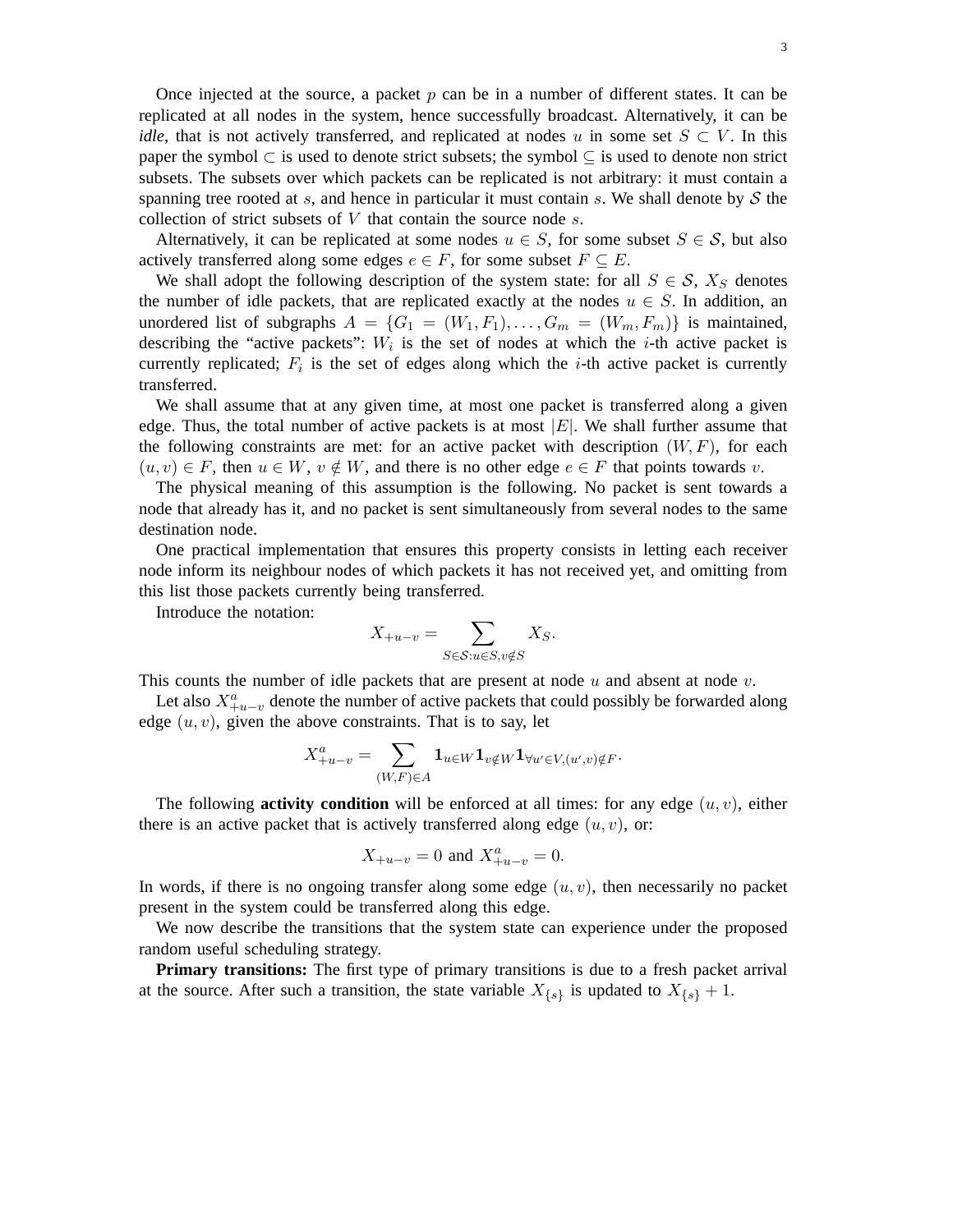Once injected at the source, a packet $p$ can be in a number of different states. It can be replicated at all nodes in the system, hence successfully broadcast. Alternatively, it can be *idle*, that is not actively transferred, and replicated at nodes $u$ in some set $S \subset V$. In this paper the symbol $\subset$ is used to denote strict subsets; the symbol $\subseteq$ is used to denote non strict subsets. The subsets over which packets can be replicated is not arbitrary: it must contain a spanning tree rooted at $s$, and hence in particular it must contain $s$. We shall denote by $\mathcal{S}$ the collection of strict subsets of $V$ that contain the source node $s$.

Alternatively, it can be replicated at some nodes $u \in S$, for some subset $S \in \mathcal{S}$, but also actively transferred along some edges $e \in F$, for some subset $F \subseteq E$.

We shall adopt the following description of the system state: for all $S \in \mathcal{S}$, $X_S$ denotes the number of idle packets, that are replicated exactly at the nodes $u \in S$. In addition, an unordered list of subgraphs $A = \{G_1 = (W_1, F_1), \ldots, G_m = (W_m, F_m)\}$ is maintained, describing the "active packets": $W_i$ is the set of nodes at which the $i$-th active packet is currently replicated; $F_i$ is the set of edges along which the $i$-th active packet is currently transferred.

We shall assume that at any given time, at most one packet is transferred along a given edge. Thus, the total number of active packets is at most $|E|$. We shall further assume that the following constraints are met: for an active packet with description $(W, F)$, for each $(u, v) \in F$, then $u \in W$, $v \notin W$, and there is no other edge $e \in F$ that points towards $v$.

The physical meaning of this assumption is the following. No packet is sent towards a node that already has it, and no packet is sent simultaneously from several nodes to the same destination node.

One practical implementation that ensures this property consists in letting each receiver node inform its neighbour nodes of which packets it has not received yet, and omitting from this list those packets currently being transferred.

Introduce the notation:

$$X_{+u-v} = \sum_{S \in \mathcal{S}: u \in S, v \notin S} X_S.$$

This counts the number of idle packets that are present at node $u$ and absent at node $v$.

Let also $X^a_{+u-v}$ denote the number of active packets that could possibly be forwarded along edge $(u, v)$, given the above constraints. That is to say, let

$$X^a_{+u-v} = \sum_{(W,F) \in A} \mathbf{1}_{u \in W} \mathbf{1}_{v \notin W} \mathbf{1}_{\forall u' \in V, (u',v) \notin F}.$$

The following **activity condition** will be enforced at all times: for any edge $(u, v)$, either there is an active packet that is actively transferred along edge $(u, v)$, or:

$$X_{+u-v} = 0 \text{ and } X^a_{+u-v} = 0.$$

In words, if there is no ongoing transfer along some edge $(u, v)$, then necessarily no packet present in the system could be transferred along this edge.

We now describe the transitions that the system state can experience under the proposed random useful scheduling strategy.

**Primary transitions:** The first type of primary transitions is due to a fresh packet arrival at the source. After such a transition, the state variable $X_{\{s\}}$ is updated to $X_{\{s\}} + 1$.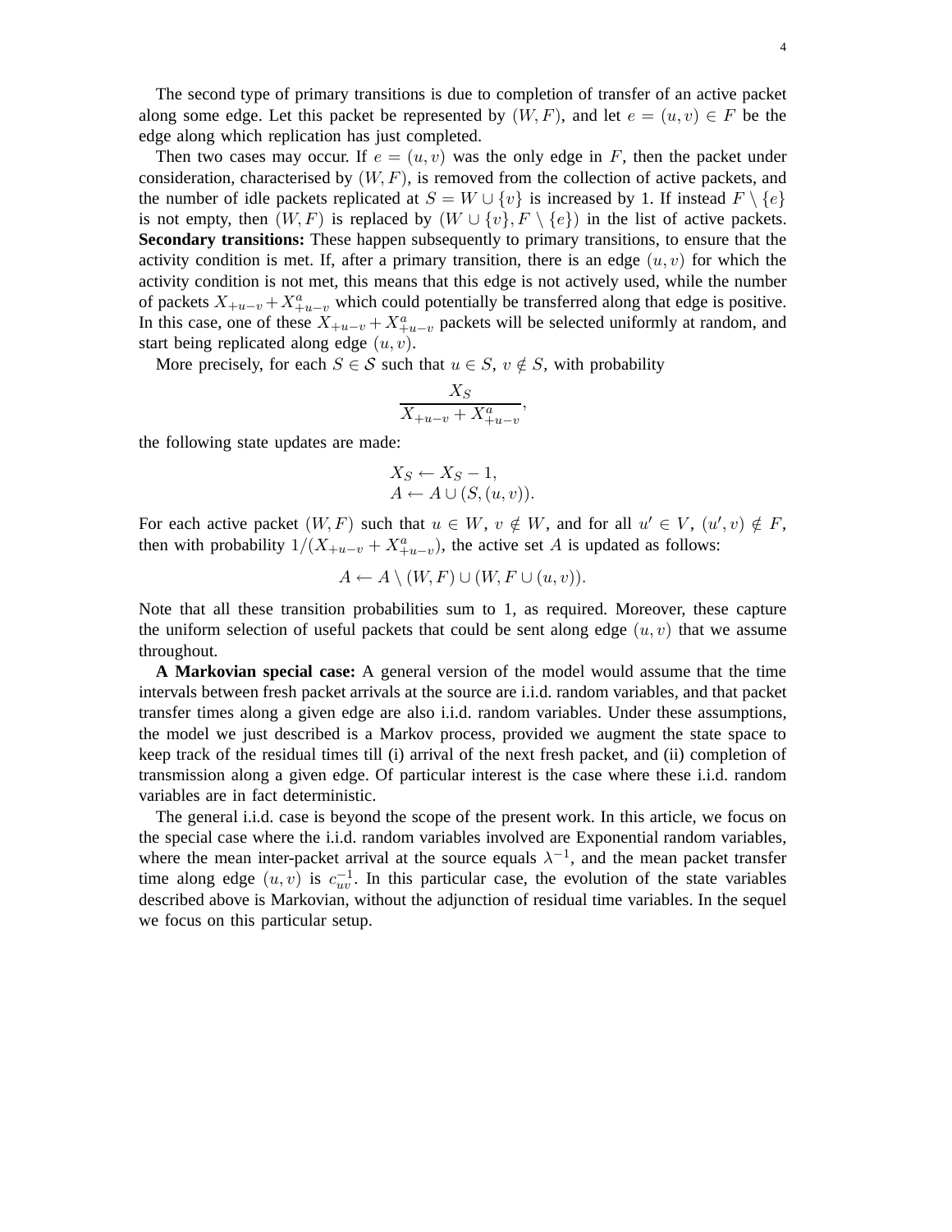The second type of primary transitions is due to completion of transfer of an active packet along some edge. Let this packet be represented by $(W, F)$, and let $e = (u, v) \in F$ be the edge along which replication has just completed.

Then two cases may occur. If $e = (u, v)$ was the only edge in $F$, then the packet under consideration, characterised by $(W, F)$, is removed from the collection of active packets, and the number of idle packets replicated at $S = W \cup \{v\}$ is increased by 1. If instead $F \setminus \{e\}$ is not empty, then $(W, F)$ is replaced by $(W \cup \{v\}, F \setminus \{e\})$ in the list of active packets. **Secondary transitions:** These happen subsequently to primary transitions, to ensure that the activity condition is met. If, after a primary transition, there is an edge $(u, v)$ for which the activity condition is not met, this means that this edge is not actively used, while the number of packets $X_{+u-v} + X^a_{+u-v}$ which could potentially be transferred along that edge is positive. In this case, one of these $X_{+u-v} + X^a_{+u-v}$ packets will be selected uniformly at random, and start being replicated along edge $(u, v)$.

More precisely, for each $S \in \mathcal{S}$ such that $u \in S$, $v \notin S$, with probability

$$\frac{X_S}{X_{+u-v} + X^a_{+u-v}},$$

the following state updates are made:

$$\begin{aligned} X_S &\leftarrow X_S - 1, \\ A &\leftarrow A \cup (S, (u, v)). \end{aligned}$$

For each active packet $(W, F)$ such that $u \in W$, $v \notin W$, and for all $u' \in V$, $(u', v) \notin F$, then with probability $1/(X_{+u-v} + X^a_{+u-v})$, the active set $A$ is updated as follows:

$$A \leftarrow A \setminus (W, F) \cup (W, F \cup (u, v)).$$

Note that all these transition probabilities sum to 1, as required. Moreover, these capture the uniform selection of useful packets that could be sent along edge $(u, v)$ that we assume throughout.

**A Markovian special case:** A general version of the model would assume that the time intervals between fresh packet arrivals at the source are i.i.d. random variables, and that packet transfer times along a given edge are also i.i.d. random variables. Under these assumptions, the model we just described is a Markov process, provided we augment the state space to keep track of the residual times till (i) arrival of the next fresh packet, and (ii) completion of transmission along a given edge. Of particular interest is the case where these i.i.d. random variables are in fact deterministic.

The general i.i.d. case is beyond the scope of the present work. In this article, we focus on the special case where the i.i.d. random variables involved are Exponential random variables, where the mean inter-packet arrival at the source equals $\lambda^{-1}$, and the mean packet transfer time along edge $(u, v)$ is $c_{uv}^{-1}$. In this particular case, the evolution of the state variables described above is Markovian, without the adjunction of residual time variables. In the sequel we focus on this particular setup.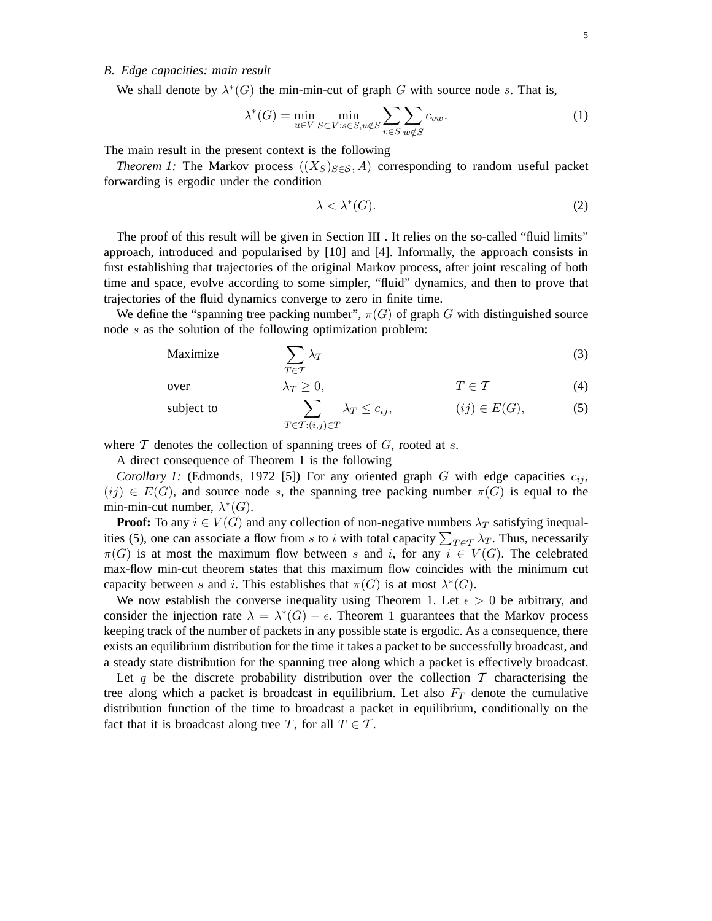### B. Edge capacities: main result

We shall denote by $\lambda^*(G)$ the min-min-cut of graph $G$ with source node $s$. That is,

$$\lambda^*(G) = \min_{u \in V} \min_{S \subset V : s \in S, u \notin S} \sum_{v \in S} \sum_{w \notin S} c_{vw}. \tag{1}$$

The main result in the present context is the following

*Theorem 1:* The Markov process $((X_S)_{S \in \mathcal{S}}, A)$ corresponding to random useful packet forwarding is ergodic under the condition

$$\lambda < \lambda^*(G). \tag{2}$$

The proof of this result will be given in Section III . It relies on the so-called "fluid limits" approach, introduced and popularised by [10] and [4]. Informally, the approach consists in first establishing that trajectories of the original Markov process, after joint rescaling of both time and space, evolve according to some simpler, "fluid" dynamics, and then to prove that trajectories of the fluid dynamics converge to zero in finite time.

We define the "spanning tree packing number", $\pi(G)$ of graph $G$ with distinguished source node $s$ as the solution of the following optimization problem:

$$\text{Maximize} \qquad \sum_{T \in \mathcal{T}} \lambda_T \tag{3}$$

$$\text{over} \qquad \lambda_T \geq 0, \qquad T \in \mathcal{T} \tag{4}$$

$$\text{subject to} \qquad \sum_{T \in \mathcal{T} : (i,j) \in T} \lambda_T \leq c_{ij}, \qquad (ij) \in E(G), \tag{5}$$

where $\mathcal{T}$ denotes the collection of spanning trees of $G$, rooted at $s$.

A direct consequence of Theorem 1 is the following

*Corollary 1:* (Edmonds, 1972 [5]) For any oriented graph $G$ with edge capacities $c_{ij}$, $(ij) \in E(G)$, and source node $s$, the spanning tree packing number $\pi(G)$ is equal to the min-min-cut number, $\lambda^*(G)$.

**Proof:** To any $i \in V(G)$ and any collection of non-negative numbers $\lambda_T$ satisfying inequalities (5), one can associate a flow from $s$ to $i$ with total capacity $\sum_{T \in \mathcal{T}} \lambda_T$. Thus, necessarily $\pi(G)$ is at most the maximum flow between $s$ and $i$, for any $i \in V(G)$. The celebrated max-flow min-cut theorem states that this maximum flow coincides with the minimum cut capacity between $s$ and $i$. This establishes that $\pi(G)$ is at most $\lambda^*(G)$.

We now establish the converse inequality using Theorem 1. Let $\epsilon > 0$ be arbitrary, and consider the injection rate $\lambda = \lambda^*(G) - \epsilon$. Theorem 1 guarantees that the Markov process keeping track of the number of packets in any possible state is ergodic. As a consequence, there exists an equilibrium distribution for the time it takes a packet to be successfully broadcast, and a steady state distribution for the spanning tree along which a packet is effectively broadcast.

Let $q$ be the discrete probability distribution over the collection $\mathcal{T}$ characterising the tree along which a packet is broadcast in equilibrium. Let also $F_T$ denote the cumulative distribution function of the time to broadcast a packet in equilibrium, conditionally on the fact that it is broadcast along tree $T$, for all $T \in \mathcal{T}$.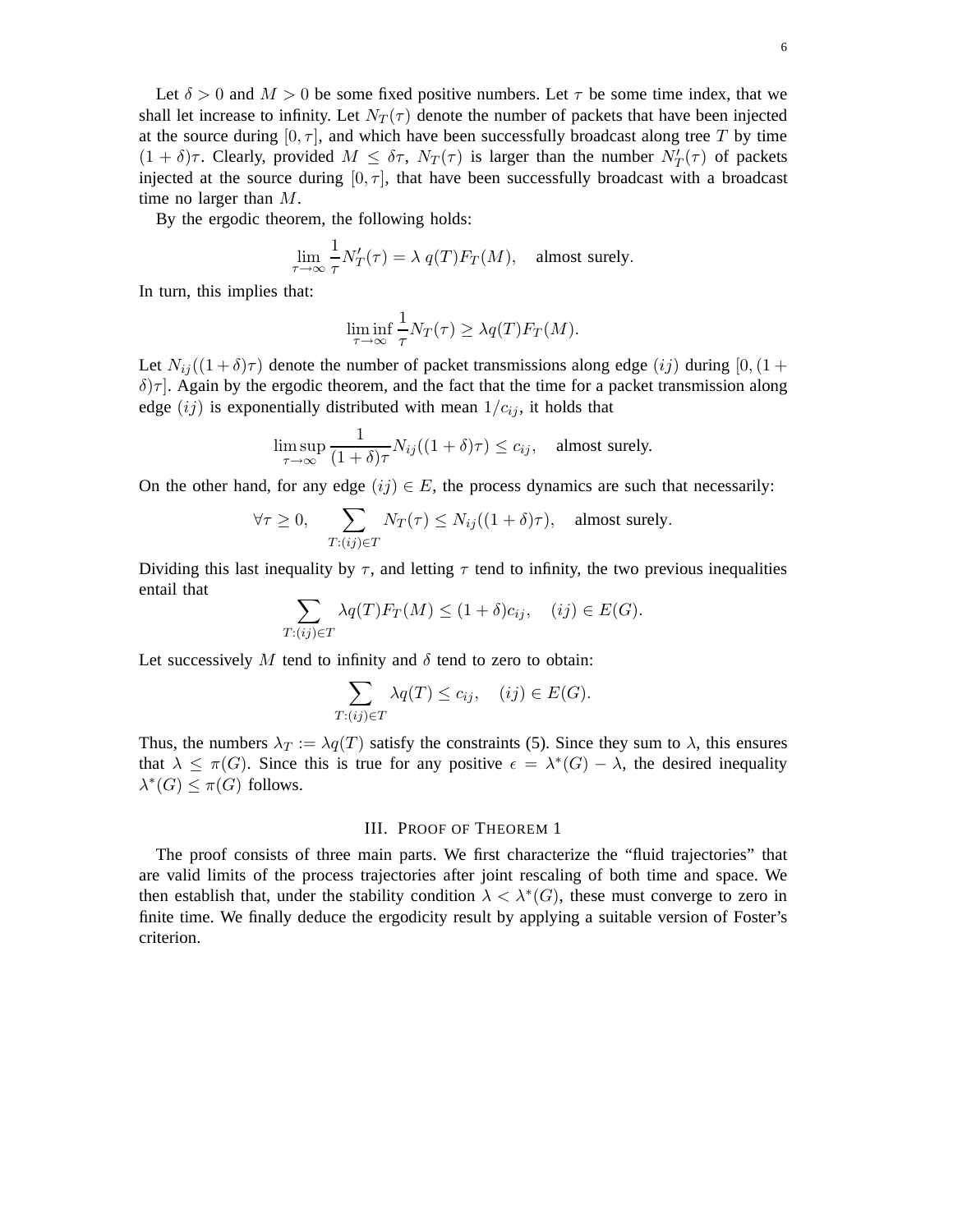Let $\delta > 0$ and $M > 0$ be some fixed positive numbers. Let $\tau$ be some time index, that we shall let increase to infinity. Let $N_T(\tau)$ denote the number of packets that have been injected at the source during $[0, \tau]$, and which have been successfully broadcast along tree $T$ by time $(1 + \delta)\tau$. Clearly, provided $M \leq \delta\tau$, $N_T(\tau)$ is larger than the number $N'_T(\tau)$ of packets injected at the source during $[0, \tau]$, that have been successfully broadcast with a broadcast time no larger than $M$.

By the ergodic theorem, the following holds:

$$\lim_{\tau \to \infty} \frac{1}{\tau} N'_T(\tau) = \lambda \, q(T) F_T(M), \quad \text{almost surely}.$$

In turn, this implies that:

$$\liminf_{\tau \to \infty} \frac{1}{\tau} N_T(\tau) \geq \lambda q(T) F_T(M).$$

Let $N_{ij}((1 + \delta)\tau)$ denote the number of packet transmissions along edge $(ij)$ during $[0, (1 + \delta)\tau]$. Again by the ergodic theorem, and the fact that the time for a packet transmission along edge $(ij)$ is exponentially distributed with mean $1/c_{ij}$, it holds that

$$\limsup_{\tau \to \infty} \frac{1}{(1 + \delta)\tau} N_{ij}((1 + \delta)\tau) \leq c_{ij}, \quad \text{almost surely.}$$

On the other hand, for any edge $(ij) \in E$, the process dynamics are such that necessarily:

$$\forall \tau \geq 0, \quad \sum_{T:(ij) \in T} N_T(\tau) \leq N_{ij}((1 + \delta)\tau), \quad \text{almost surely}.$$

Dividing this last inequality by $\tau$, and letting $\tau$ tend to infinity, the two previous inequalities entail that

$$\sum_{T:(ij) \in T} \lambda q(T) F_T(M) \leq (1 + \delta) c_{ij}, \quad (ij) \in E(G).$$

Let successively $M$ tend to infinity and $\delta$ tend to zero to obtain:

$$\sum_{T:(ij) \in T} \lambda q(T) \leq c_{ij}, \quad (ij) \in E(G).$$

Thus, the numbers $\lambda_T := \lambda q(T)$ satisfy the constraints (5). Since they sum to $\lambda$, this ensures that $\lambda \leq \pi(G)$. Since this is true for any positive $\epsilon = \lambda^*(G) - \lambda$, the desired inequality $\lambda^*(G) \leq \pi(G)$ follows.

## III. Proof of Theorem 1

The proof consists of three main parts. We first characterize the "fluid trajectories" that are valid limits of the process trajectories after joint rescaling of both time and space. We then establish that, under the stability condition $\lambda < \lambda^*(G)$, these must converge to zero in finite time. We finally deduce the ergodicity result by applying a suitable version of Foster's criterion.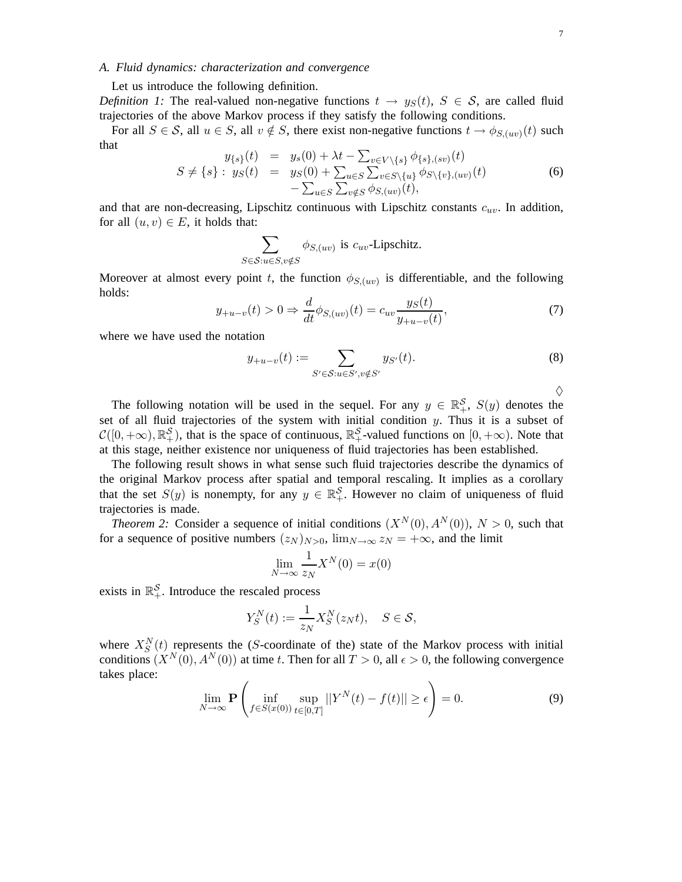### A. Fluid dynamics: characterization and convergence

Let us introduce the following definition.

*Definition 1:* The real-valued non-negative functions $t \to y_S(t)$, $S \in \mathcal{S}$, are called fluid trajectories of the above Markov process if they satisfy the following conditions.

For all $S \in \mathcal{S}$, all $u \in S$, all $v \notin S$, there exist non-negative functions $t \to \phi_{S,(uv)}(t)$ such that

$$
\begin{array}{rcl}
y_{\{s\}}(t) & = & y_s(0) + \lambda t - \sum_{v \in V \setminus \{s\}} \phi_{\{s\},(sv)}(t) \\
S \neq \{s\} : \; y_S(t) & = & y_S(0) + \sum_{u \in S} \sum_{v \in S \setminus \{u\}} \phi_{S \setminus \{v\},(uv)}(t) \\
 & & - \sum_{u \in S} \sum_{v \notin S} \phi_{S,(uv)}(t),
\end{array}
\tag{6}
$$

and that are non-decreasing, Lipschitz continuous with Lipschitz constants $c_{uv}$. In addition, for all $(u,v) \in E$, it holds that:

$$
\sum_{S \in \mathcal{S}: u \in S, v \notin S} \phi_{S,(uv)} \text{ is } c_{uv}\text{-Lipschitz.}
$$

Moreover at almost every point $t$, the function $\phi_{S,(uv)}$ is differentiable, and the following holds:

$$
y_{+u-v}(t) > 0 \Rightarrow \frac{d}{dt}\phi_{S,(uv)}(t) = c_{uv}\frac{y_S(t)}{y_{+u-v}(t)},
\tag{7}
$$

where we have used the notation

$$
y_{+u-v}(t) := \sum_{S' \in \mathcal{S}: u \in S', v \notin S'} y_{S'}(t).
\tag{8}
$$

$\Diamond$

The following notation will be used in the sequel. For any $y \in \mathbb{R}_+^{\mathcal{S}}$, $S(y)$ denotes the set of all fluid trajectories of the system with initial condition $y$. Thus it is a subset of $\mathcal{C}([0,+\infty), \mathbb{R}_+^{\mathcal{S}})$, that is the space of continuous, $\mathbb{R}_+^{\mathcal{S}}$-valued functions on $[0,+\infty)$. Note that at this stage, neither existence nor uniqueness of fluid trajectories has been established.

The following result shows in what sense such fluid trajectories describe the dynamics of the original Markov process after spatial and temporal rescaling. It implies as a corollary that the set $S(y)$ is nonempty, for any $y \in \mathbb{R}_+^{\mathcal{S}}$. However no claim of uniqueness of fluid trajectories is made.

*Theorem 2:* Consider a sequence of initial conditions $(X^N(0), A^N(0))$, $N > 0$, such that for a sequence of positive numbers $(z_N)_{N>0}$, $\lim_{N\to\infty} z_N = +\infty$, and the limit

$$
\lim_{N\to\infty} \frac{1}{z_N} X^N(0) = x(0)
$$

exists in $\mathbb{R}_+^{\mathcal{S}}$. Introduce the rescaled process

$$
Y_S^N(t) := \frac{1}{z_N} X_S^N(z_N t), \quad S \in \mathcal{S},
$$

where $X_S^N(t)$ represents the ($S$-coordinate of the) state of the Markov process with initial conditions $(X^N(0), A^N(0))$ at time $t$. Then for all $T > 0$, all $\epsilon > 0$, the following convergence takes place:

$$
\lim_{N\to\infty} \mathbf{P}\left( \inf_{f \in S(x(0))} \sup_{t\in[0,T]} ||Y^N(t) - f(t)|| \geq \epsilon \right) = 0.
\tag{9}
$$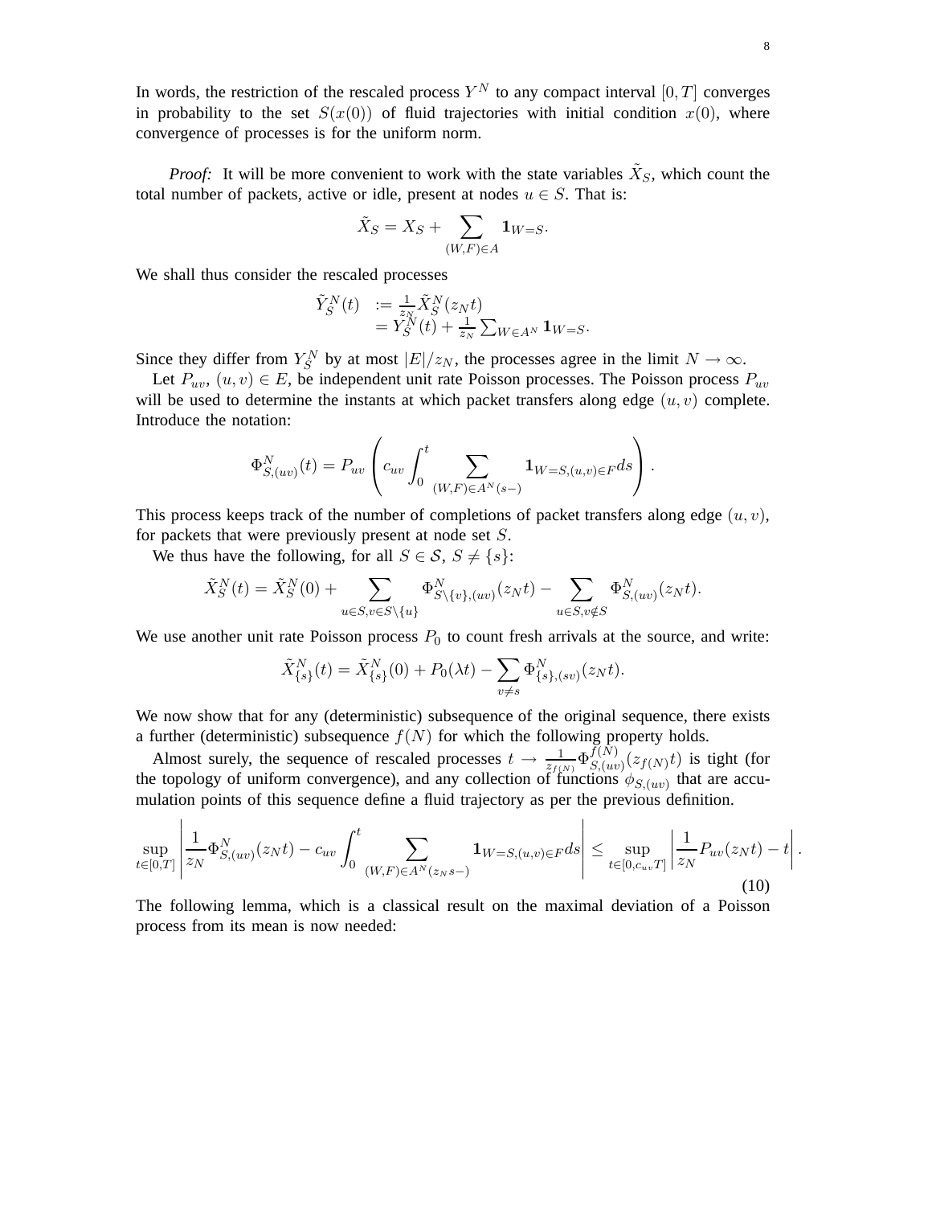In words, the restriction of the rescaled process $Y^N$ to any compact interval $[0, T]$ converges in probability to the set $S(x(0))$ of fluid trajectories with initial condition $x(0)$, where convergence of processes is for the uniform norm.

*Proof:* It will be more convenient to work with the state variables $\tilde{X}_S$, which count the total number of packets, active or idle, present at nodes $u \in S$. That is:

$$\tilde{X}_S = X_S + \sum_{(W,F) \in A} \mathbf{1}_{W=S}.$$

We shall thus consider the rescaled processes

$$\begin{array}{rl} \tilde{Y}_S^N(t) & := \frac{1}{z_N} \tilde{X}_S^N(z_N t) \\ & = Y_S^N(t) + \frac{1}{z_N} \sum_{W \in A^N} \mathbf{1}_{W=S}. \end{array}$$

Since they differ from $Y_S^N$ by at most $|E|/z_N$, the processes agree in the limit $N \to \infty$.

Let $P_{uv}$, $(u, v) \in E$, be independent unit rate Poisson processes. The Poisson process $P_{uv}$ will be used to determine the instants at which packet transfers along edge $(u, v)$ complete. Introduce the notation:

$$\Phi_{S,(uv)}^N(t) = P_{uv}\left( c_{uv} \int_0^t \sum_{(W,F) \in A^N(s-)} \mathbf{1}_{W=S,(u,v) \in F} ds \right).$$

This process keeps track of the number of completions of packet transfers along edge $(u, v)$, for packets that were previously present at node set $S$.

We thus have the following, for all $S \in \mathcal{S}$, $S \neq \{s\}$:

$$\tilde{X}_S^N(t) = \tilde{X}_S^N(0) + \sum_{u \in S, v \in S \setminus \{u\}} \Phi_{S \setminus \{v\},(uv)}^N(z_N t) - \sum_{u \in S, v \notin S} \Phi_{S,(uv)}^N(z_N t).$$

We use another unit rate Poisson process $P_0$ to count fresh arrivals at the source, and write:

$$\tilde{X}_{\{s\}}^N(t) = \tilde{X}_{\{s\}}^N(0) + P_0(\lambda t) - \sum_{v \neq s} \Phi_{\{s\},(sv)}^N(z_N t).$$

We now show that for any (deterministic) subsequence of the original sequence, there exists a further (deterministic) subsequence $f(N)$ for which the following property holds.

Almost surely, the sequence of rescaled processes $t \to \frac{1}{z_{f(N)}} \Phi_{S,(uv)}^{f(N)}(z_{f(N)} t)$ is tight (for the topology of uniform convergence), and any collection of functions $\phi_{S,(uv)}$ that are accumulation points of this sequence define a fluid trajectory as per the previous definition.

$$\sup_{t \in [0,T]} \left| \frac{1}{z_N} \Phi_{S,(uv)}^N(z_N t) - c_{uv} \int_0^t \sum_{(W,F) \in A^N(z_N s-)} \mathbf{1}_{W=S,(u,v) \in F} ds \right| \leq \sup_{t \in [0, c_{uv} T]} \left| \frac{1}{z_N} P_{uv}(z_N t) - t \right|. \tag{10}$$

The following lemma, which is a classical result on the maximal deviation of a Poisson process from its mean is now needed: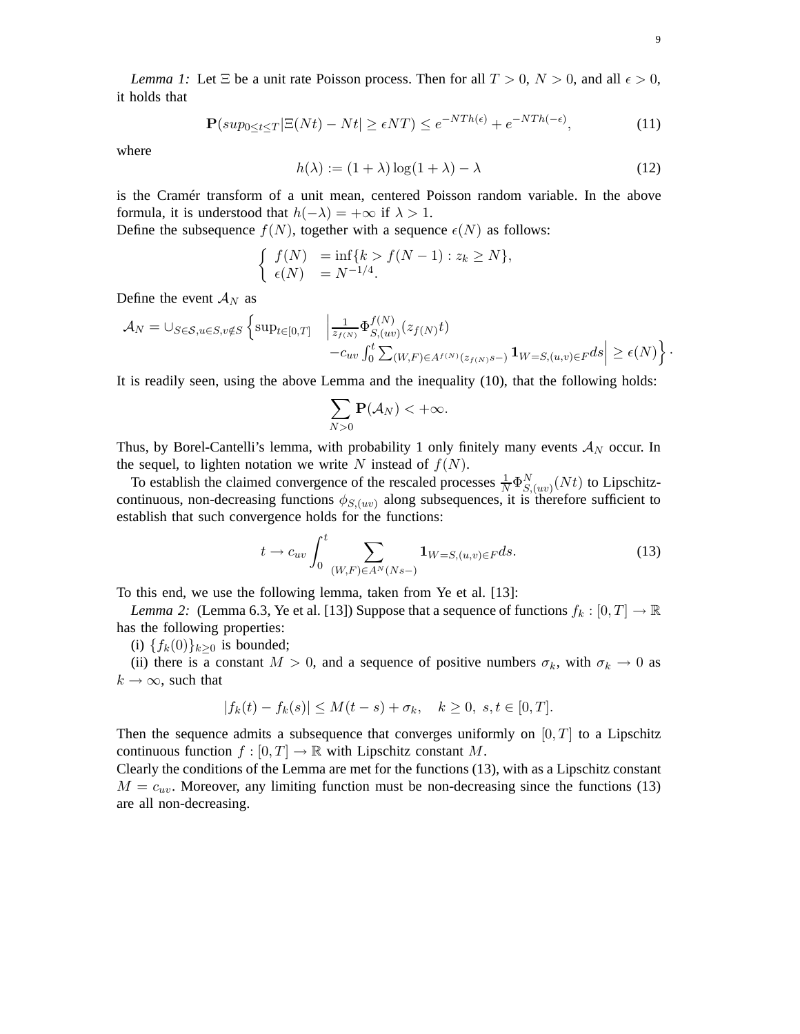*Lemma 1:* Let $\Xi$ be a unit rate Poisson process. Then for all $T > 0$, $N > 0$, and all $\epsilon > 0$, it holds that

$$\mathbf{P}(sup_{0\leq t\leq T}|\Xi(Nt) - Nt| \geq \epsilon NT) \leq e^{-NTh(\epsilon)} + e^{-NTh(-\epsilon)}, \tag{11}$$

where

$$h(\lambda) := (1+\lambda)\log(1+\lambda) - \lambda \tag{12}$$

is the Cramér transform of a unit mean, centered Poisson random variable. In the above formula, it is understood that $h(-\lambda) = +\infty$ if $\lambda > 1$.

Define the subsequence $f(N)$, together with a sequence $\epsilon(N)$ as follows:

$$\begin{cases} f(N) & = \inf\{k > f(N-1) : z_k \geq N\}, \\ \epsilon(N) & = N^{-1/4}. \end{cases}$$

Define the event $\mathcal{A}_N$ as

$$\mathcal{A}_N = \cup_{S\in\mathcal{S}, u\in S, v\notin S}\left\{\sup_{t\in[0,T]} \left|\begin{array}{l}\frac{1}{z_{f(N)}}\Phi^{f(N)}_{S,(uv)}(z_{f(N)}t) \\ -c_{uv}\int_0^t \sum_{(W,F)\in A^{f(N)}(z_{f(N)}s-)} \mathbf{1}_{W=S,(u,v)\in F}ds\end{array}\right| \geq \epsilon(N)\right\}.$$

It is readily seen, using the above Lemma and the inequality (10), that the following holds:

$$\sum_{N>0}\mathbf{P}(\mathcal{A}_N) < +\infty.$$

Thus, by Borel-Cantelli's lemma, with probability 1 only finitely many events $\mathcal{A}_N$ occur. In the sequel, to lighten notation we write $N$ instead of $f(N)$.

To establish the claimed convergence of the rescaled processes $\frac{1}{N}\Phi^N_{S,(uv)}(Nt)$ to Lipschitz-continuous, non-decreasing functions $\phi_{S,(uv)}$ along subsequences, it is therefore sufficient to establish that such convergence holds for the functions:

$$t \to c_{uv}\int_0^t \sum_{(W,F)\in A^N(Ns-)} \mathbf{1}_{W=S,(u,v)\in F}ds. \tag{13}$$

To this end, we use the following lemma, taken from Ye et al. [13]:

*Lemma 2:* (Lemma 6.3, Ye et al. [13]) Suppose that a sequence of functions $f_k : [0,T] \to \mathbb{R}$ has the following properties:

(i) $\{f_k(0)\}_{k\geq 0}$ is bounded;

(ii) there is a constant $M > 0$, and a sequence of positive numbers $\sigma_k$, with $\sigma_k \to 0$ as $k \to \infty$, such that

$$|f_k(t) - f_k(s)| \leq M(t-s) + \sigma_k, \quad k \geq 0,\ s,t \in [0,T].$$

Then the sequence admits a subsequence that converges uniformly on $[0,T]$ to a Lipschitz continuous function $f : [0,T] \to \mathbb{R}$ with Lipschitz constant $M$.

Clearly the conditions of the Lemma are met for the functions (13), with as a Lipschitz constant $M = c_{uv}$. Moreover, any limiting function must be non-decreasing since the functions (13) are all non-decreasing.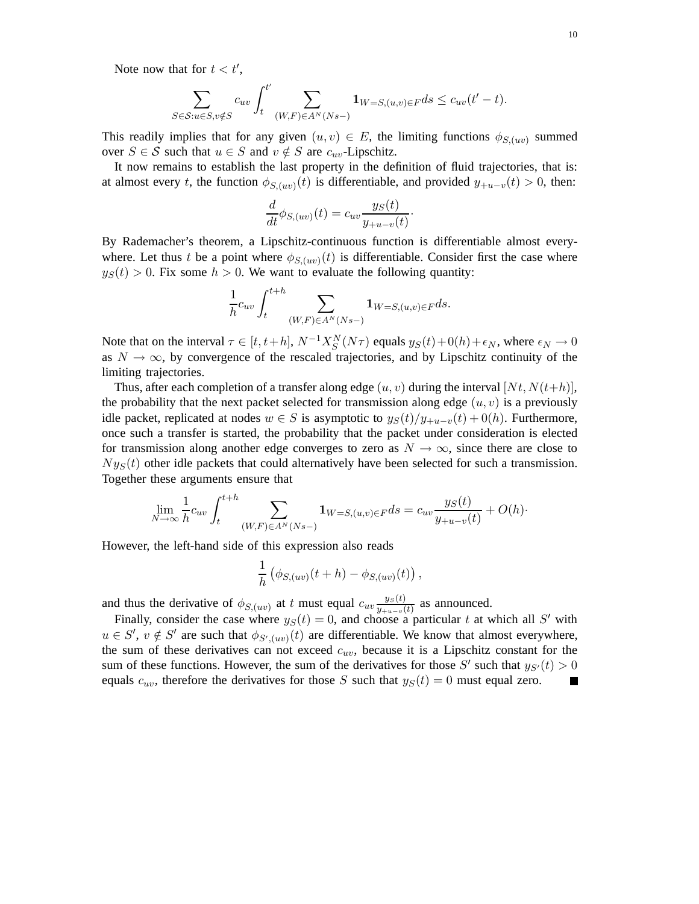Note now that for $t < t'$,

$$\sum_{S \in \mathcal{S}: u \in S, v \notin S} c_{uv} \int_t^{t'} \sum_{(W,F) \in A^N(Ns-)} \mathbf{1}_{W=S,(u,v) \in F} ds \leq c_{uv}(t'-t).$$

This readily implies that for any given $(u, v) \in E$, the limiting functions $\phi_{S,(uv)}$ summed over $S \in \mathcal{S}$ such that $u \in S$ and $v \notin S$ are $c_{uv}$-Lipschitz.

It now remains to establish the last property in the definition of fluid trajectories, that is: at almost every $t$, the function $\phi_{S,(uv)}(t)$ is differentiable, and provided $y_{+u-v}(t) > 0$, then:

$$\frac{d}{dt}\phi_{S,(uv)}(t) = c_{uv}\frac{y_S(t)}{y_{+u-v}(t)}.$$

By Rademacher's theorem, a Lipschitz-continuous function is differentiable almost everywhere. Let thus $t$ be a point where $\phi_{S,(uv)}(t)$ is differentiable. Consider first the case where $y_S(t) > 0$. Fix some $h > 0$. We want to evaluate the following quantity:

$$\frac{1}{h}c_{uv}\int_t^{t+h} \sum_{(W,F) \in A^N(Ns-)} \mathbf{1}_{W=S,(u,v) \in F} ds.$$

Note that on the interval $\tau \in [t, t+h]$, $N^{-1}X_S^N(N\tau)$ equals $y_S(t) + 0(h) + \epsilon_N$, where $\epsilon_N \to 0$ as $N \to \infty$, by convergence of the rescaled trajectories, and by Lipschitz continuity of the limiting trajectories.

Thus, after each completion of a transfer along edge $(u, v)$ during the interval $[Nt, N(t+h)]$, the probability that the next packet selected for transmission along edge $(u, v)$ is a previously idle packet, replicated at nodes $w \in S$ is asymptotic to $y_S(t)/y_{+u-v}(t) + 0(h)$. Furthermore, once such a transfer is started, the probability that the packet under consideration is elected for transmission along another edge converges to zero as $N \to \infty$, since there are close to $Ny_S(t)$ other idle packets that could alternatively have been selected for such a transmission. Together these arguments ensure that

$$\lim_{N\to\infty}\frac{1}{h}c_{uv}\int_t^{t+h} \sum_{(W,F) \in A^N(Ns-)} \mathbf{1}_{W=S,(u,v) \in F} ds = c_{uv}\frac{y_S(t)}{y_{+u-v}(t)} + O(h).$$

However, the left-hand side of this expression also reads

$$\frac{1}{h}\left(\phi_{S,(uv)}(t+h) - \phi_{S,(uv)}(t)\right),$$

and thus the derivative of $\phi_{S,(uv)}$ at $t$ must equal $c_{uv}\frac{y_S(t)}{y_{+u-v}(t)}$ as announced.

Finally, consider the case where $y_S(t) = 0$, and choose a particular $t$ at which all $S'$ with $u \in S'$, $v \notin S'$ are such that $\phi_{S',(uv)}(t)$ are differentiable. We know that almost everywhere, the sum of these derivatives can not exceed $c_{uv}$, because it is a Lipschitz constant for the sum of these functions. However, the sum of the derivatives for those $S'$ such that $y_{S'}(t) > 0$ equals $c_{uv}$, therefore the derivatives for those $S$ such that $y_S(t) = 0$ must equal zero. ■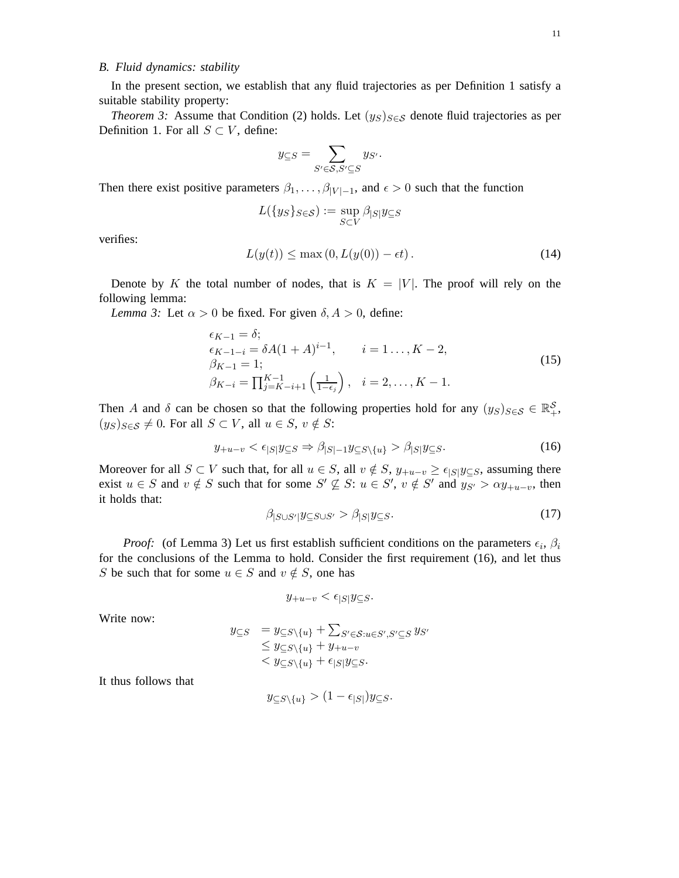### B. Fluid dynamics: stability

In the present section, we establish that any fluid trajectories as per Definition 1 satisfy a suitable stability property:

*Theorem 3:* Assume that Condition (2) holds. Let $(y_S)_{S\in\mathcal{S}}$ denote fluid trajectories as per Definition 1. For all $S \subset V$, define:

$$y_{\subseteq S} = \sum_{S'\in\mathcal{S}, S'\subseteq S} y_{S'}.$$

Then there exist positive parameters $\beta_1, \ldots, \beta_{|V|-1}$, and $\epsilon > 0$ such that the function

$$L(\{y_S\}_{S\in\mathcal{S}}) := \sup_{S\subset V} \beta_{|S|} y_{\subseteq S}$$

verifies:

$$L(y(t)) \leq \max\left(0, L(y(0)) - \epsilon t\right). \tag{14}$$

Denote by $K$ the total number of nodes, that is $K = |V|$. The proof will rely on the following lemma:

*Lemma 3:* Let $\alpha > 0$ be fixed. For given $\delta, A > 0$, define:

$$\begin{array}{ll} \epsilon_{K-1} = \delta; & \\ \epsilon_{K-1-i} = \delta A(1+A)^{i-1}, & i = 1\ldots, K-2, \\ \beta_{K-1} = 1; & \\ \beta_{K-i} = \prod_{j=K-i+1}^{K-1}\left(\frac{1}{1-\epsilon_j}\right), & i = 2, \ldots, K-1. \end{array} \tag{15}$$

Then $A$ and $\delta$ can be chosen so that the following properties hold for any $(y_S)_{S\in\mathcal{S}} \in \mathbb{R}_+^{\mathcal{S}}$, $(y_S)_{S\in\mathcal{S}} \neq 0$. For all $S \subset V$, all $u \in S$, $v \notin S$:

$$y_{+u-v} < \epsilon_{|S|} y_{\subseteq S} \Rightarrow \beta_{|S|-1} y_{\subseteq S\setminus\{u\}} > \beta_{|S|} y_{\subseteq S}. \tag{16}$$

Moreover for all $S \subset V$ such that, for all $u \in S$, all $v \notin S$, $y_{+u-v} \geq \epsilon_{|S|} y_{\subseteq S}$, assuming there exist $u \in S$ and $v \notin S$ such that for some $S' \not\subseteq S$: $u \in S'$, $v \notin S'$ and $y_{S'} > \alpha y_{+u-v}$, then it holds that:

$$\beta_{|S\cup S'|} y_{\subseteq S\cup S'} > \beta_{|S|} y_{\subseteq S}. \tag{17}$$

*Proof:* (of Lemma 3) Let us first establish sufficient conditions on the parameters $\epsilon_i$, $\beta_i$ for the conclusions of the Lemma to hold. Consider the first requirement (16), and let thus $S$ be such that for some $u \in S$ and $v \notin S$, one has

$$y_{+u-v} < \epsilon_{|S|} y_{\subseteq S}.$$

Write now:

$$\begin{array}{ll} y_{\subseteq S} & = y_{\subseteq S\setminus\{u\}} + \sum_{S'\in\mathcal{S}: u\in S', S'\subseteq S} y_{S'} \\ & \leq y_{\subseteq S\setminus\{u\}} + y_{+u-v} \\ & < y_{\subseteq S\setminus\{u\}} + \epsilon_{|S|} y_{\subseteq S}. \end{array}$$

It thus follows that

$$y_{\subseteq S\setminus\{u\}} > (1 - \epsilon_{|S|}) y_{\subseteq S}.$$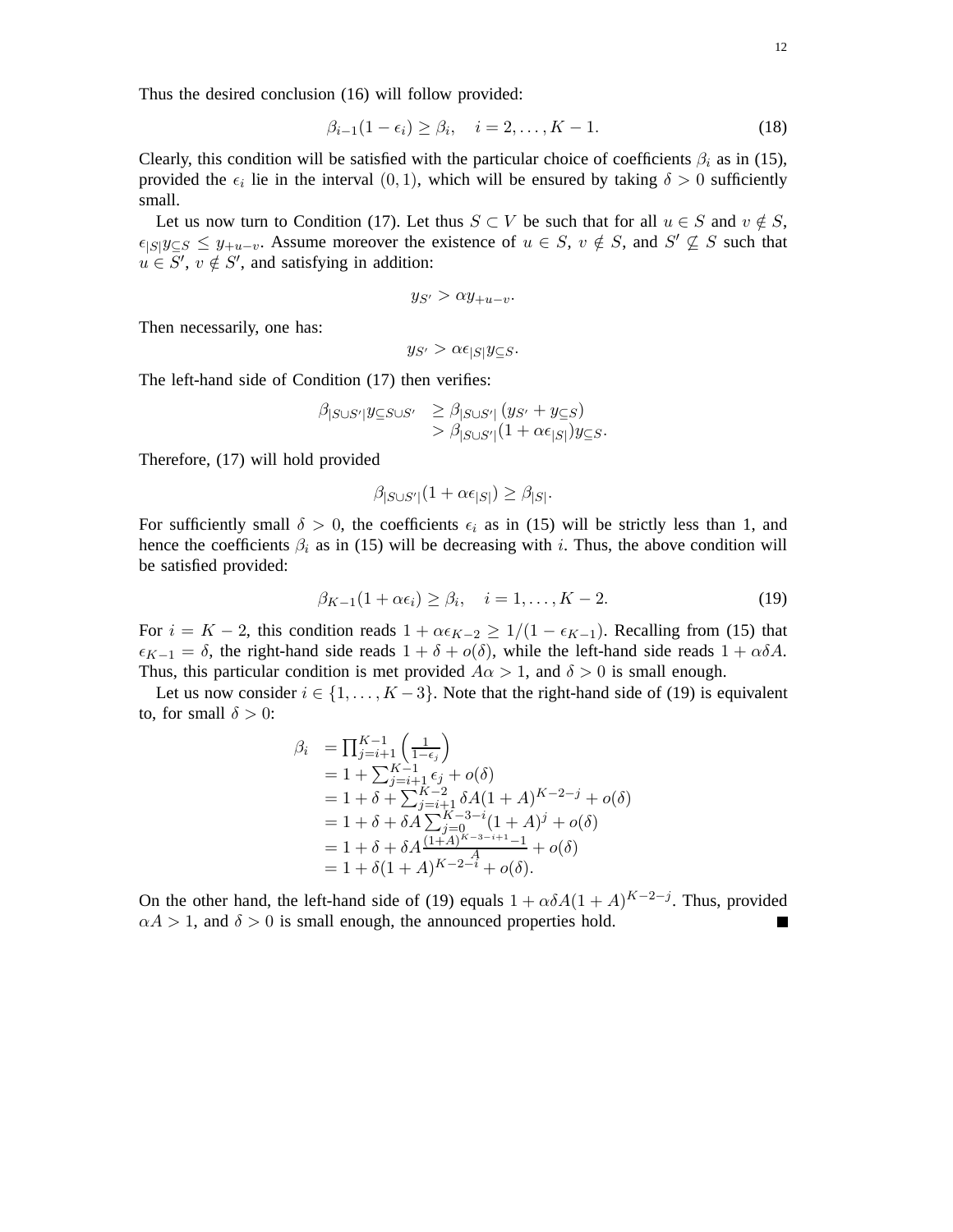Thus the desired conclusion (16) will follow provided:

$$\beta_{i-1}(1-\epsilon_i) \geq \beta_i, \quad i = 2, \ldots, K-1. \tag{18}$$

Clearly, this condition will be satisfied with the particular choice of coefficients $\beta_i$ as in (15), provided the $\epsilon_i$ lie in the interval $(0,1)$, which will be ensured by taking $\delta > 0$ sufficiently small.

Let us now turn to Condition (17). Let thus $S \subset V$ be such that for all $u \in S$ and $v \notin S$, $\epsilon_{|S|} y_{\subseteq S} \leq y_{+u-v}$. Assume moreover the existence of $u \in S$, $v \notin S$, and $S' \not\subseteq S$ such that $u \in S'$, $v \notin S'$, and satisfying in addition:

$$y_{S'} > \alpha y_{+u-v}.$$

Then necessarily, one has:

$$y_{S'} > \alpha \epsilon_{|S|} y_{\subseteq S}.$$

The left-hand side of Condition (17) then verifies:

$$\begin{array}{ll} \beta_{|S \cup S'|} y_{\subseteq S \cup S'} & \geq \beta_{|S \cup S'|} (y_{S'} + y_{\subseteq S}) \\ & > \beta_{|S \cup S'|}(1 + \alpha \epsilon_{|S|}) y_{\subseteq S}. \end{array}$$

Therefore, (17) will hold provided

$$\beta_{|S \cup S'|}(1 + \alpha \epsilon_{|S|}) \geq \beta_{|S|}.$$

For sufficiently small $\delta > 0$, the coefficients $\epsilon_i$ as in (15) will be strictly less than 1, and hence the coefficients $\beta_i$ as in (15) will be decreasing with $i$. Thus, the above condition will be satisfied provided:

$$\beta_{K-1}(1 + \alpha \epsilon_i) \geq \beta_i, \quad i = 1, \ldots, K-2. \tag{19}$$

For $i = K-2$, this condition reads $1 + \alpha \epsilon_{K-2} \geq 1/(1 - \epsilon_{K-1})$. Recalling from (15) that $\epsilon_{K-1} = \delta$, the right-hand side reads $1 + \delta + o(\delta)$, while the left-hand side reads $1 + \alpha \delta A$. Thus, this particular condition is met provided $A\alpha > 1$, and $\delta > 0$ is small enough.

Let us now consider $i \in \{1, \ldots, K-3\}$. Note that the right-hand side of (19) is equivalent to, for small $\delta > 0$:

$$\begin{array}{ll} \beta_i & = \prod_{j=i+1}^{K-1} \left( \frac{1}{1-\epsilon_j} \right) \\ & = 1 + \sum_{j=i+1}^{K-1} \epsilon_j + o(\delta) \\ & = 1 + \delta + \sum_{j=i+1}^{K-2} \delta A (1+A)^{K-2-j} + o(\delta) \\ & = 1 + \delta + \delta A \sum_{j=0}^{K-3-i} (1+A)^j + o(\delta) \\ & = 1 + \delta + \delta A \frac{(1+A)^{K-3-i+1} - 1}{A} + o(\delta) \\ & = 1 + \delta (1+A)^{K-2-i} + o(\delta). \end{array}$$

On the other hand, the left-hand side of (19) equals $1 + \alpha \delta A (1+A)^{K-2-j}$. Thus, provided $\alpha A > 1$, and $\delta > 0$ is small enough, the announced properties hold. ■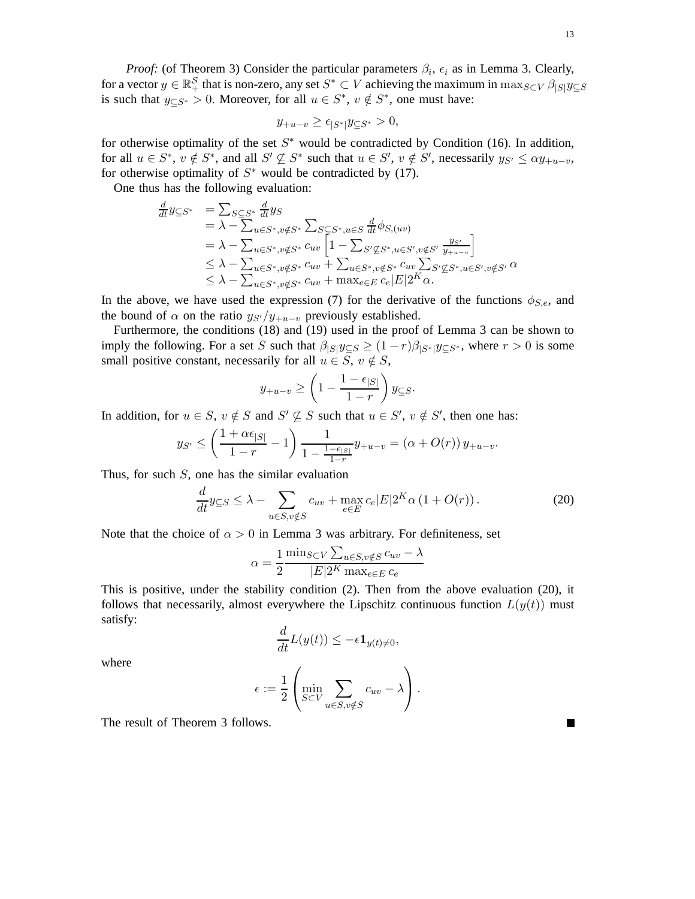*Proof:* (of Theorem 3) Consider the particular parameters $\beta_i$, $\epsilon_i$ as in Lemma 3. Clearly, for a vector $y \in \mathbb{R}_+^{\mathcal{S}}$ that is non-zero, any set $S^* \subset V$ achieving the maximum in $\max_{S \subset V} \beta_{|S|} y_{\subseteq S}$ is such that $y_{\subseteq S^*} > 0$. Moreover, for all $u \in S^*$, $v \notin S^*$, one must have:

$$y_{+u-v} \geq \epsilon_{|S^*|} y_{\subseteq S^*} > 0,$$

for otherwise optimality of the set $S^*$ would be contradicted by Condition (16). In addition, for all $u \in S^*$, $v \notin S^*$, and all $S' \not\subseteq S^*$ such that $u \in S'$, $v \notin S'$, necessarily $y_{S'} \leq \alpha y_{+u-v}$, for otherwise optimality of $S^*$ would be contradicted by (17).

One thus has the following evaluation:

$$\begin{array}{ll}
\frac{d}{dt} y_{\subseteq S^*} & = \sum_{S \subseteq S^*} \frac{d}{dt} y_S \\
& = \lambda - \sum_{u \in S^*, v \notin S^*} \sum_{S \subseteq S^*, u \in S} \frac{d}{dt} \phi_{S,(uv)} \\
& = \lambda - \sum_{u \in S^*, v \notin S^*} c_{uv} \left[ 1 - \sum_{S' \not\subseteq S^*, u \in S', v \notin S'} \frac{y_{S'}}{y_{+u-v}} \right] \\
& \leq \lambda - \sum_{u \in S^*, v \notin S^*} c_{uv} + \sum_{u \in S^*, v \notin S^*} c_{uv} \sum_{S' \not\subseteq S^*, u \in S', v \notin S'} \alpha \\
& \leq \lambda - \sum_{u \in S^*, v \notin S^*} c_{uv} + \max_{e \in E} c_e |E| 2^K \alpha.
\end{array}$$

In the above, we have used the expression (7) for the derivative of the functions $\phi_{S,e}$, and the bound of $\alpha$ on the ratio $y_{S'}/y_{+u-v}$ previously established.

Furthermore, the conditions (18) and (19) used in the proof of Lemma 3 can be shown to imply the following. For a set $S$ such that $\beta_{|S|} y_{\subseteq S} \geq (1-r) \beta_{|S^*|} y_{\subseteq S^*}$, where $r > 0$ is some small positive constant, necessarily for all $u \in S$, $v \notin S$,

$$y_{+u-v} \geq \left( 1 - \frac{1 - \epsilon_{|S|}}{1 - r} \right) y_{\subseteq S}.$$

In addition, for $u \in S$, $v \notin S$ and $S' \not\subseteq S$ such that $u \in S'$, $v \notin S'$, then one has:

$$y_{S'} \leq \left( \frac{1 + \alpha \epsilon_{|S|}}{1 - r} - 1 \right) \frac{1}{1 - \frac{1 - \epsilon_{|S|}}{1 - r}} y_{+u-v} = (\alpha + O(r)) \, y_{+u-v}.$$

Thus, for such $S$, one has the similar evaluation

$$\frac{d}{dt} y_{\subseteq S} \leq \lambda - \sum_{u \in S, v \notin S} c_{uv} + \max_{e \in E} c_e |E| 2^K \alpha \left( 1 + O(r) \right). \tag{20}$$

Note that the choice of $\alpha > 0$ in Lemma 3 was arbitrary. For definiteness, set

$$\alpha = \frac{1}{2} \frac{\min_{S \subset V} \sum_{u \in S, v \notin S} c_{uv} - \lambda}{|E| 2^K \max_{e \in E} c_e}$$

This is positive, under the stability condition (2). Then from the above evaluation (20), it follows that necessarily, almost everywhere the Lipschitz continuous function $L(y(t))$ must satisfy:

$$\frac{d}{dt} L(y(t)) \leq -\epsilon \mathbf{1}_{y(t) \neq 0},$$

where

$$\epsilon := \frac{1}{2} \left( \min_{S \subset V} \sum_{u \in S, v \notin S} c_{uv} - \lambda \right).$$

The result of Theorem 3 follows. ■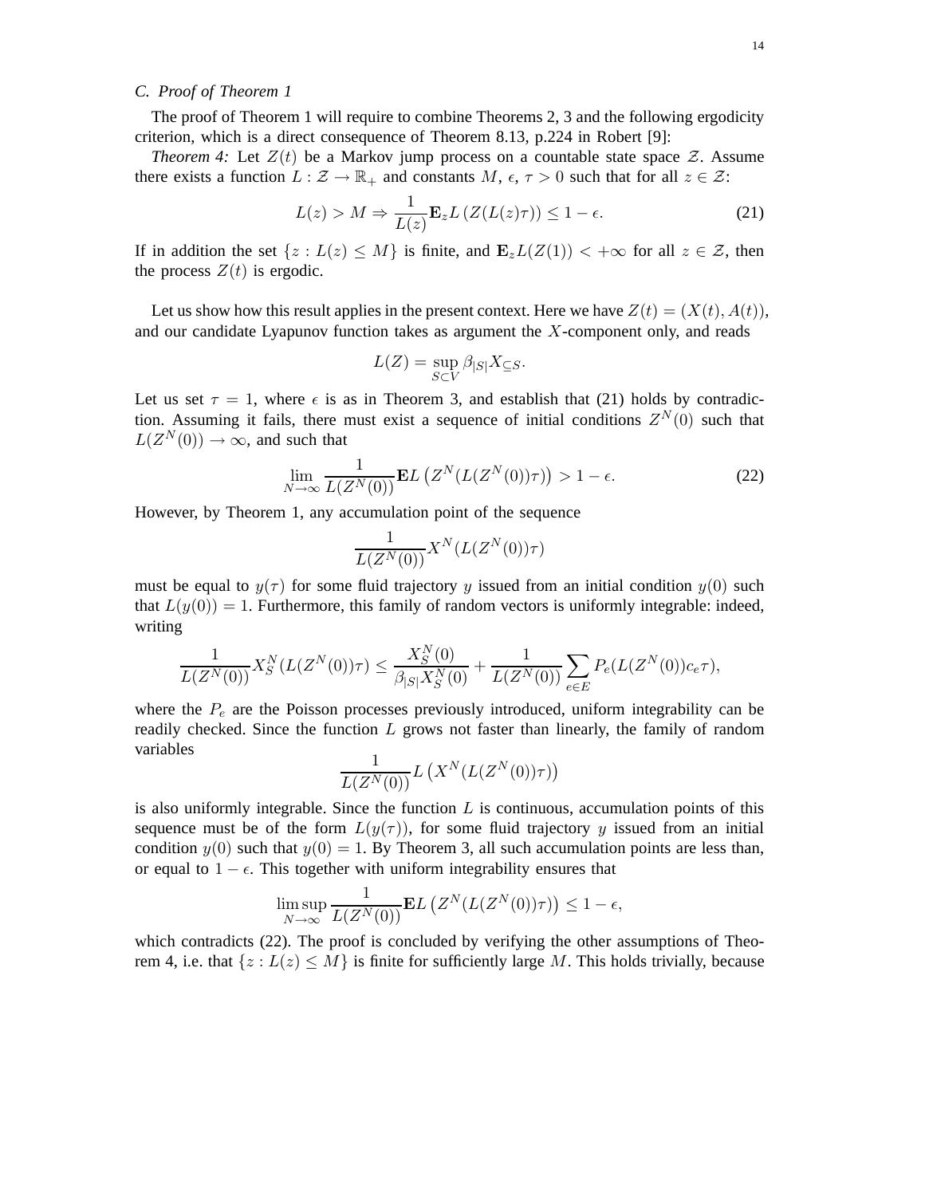### C. Proof of Theorem 1

The proof of Theorem 1 will require to combine Theorems 2, 3 and the following ergodicity criterion, which is a direct consequence of Theorem 8.13, p.224 in Robert [9]:

*Theorem 4:* Let $Z(t)$ be a Markov jump process on a countable state space $\mathcal{Z}$. Assume there exists a function $L : \mathcal{Z} \to \mathbb{R}_+$ and constants $M$, $\epsilon$, $\tau > 0$ such that for all $z \in \mathcal{Z}$:

$$L(z) > M \Rightarrow \frac{1}{L(z)} \mathbf{E}_z L\left(Z(L(z)\tau)\right) \le 1 - \epsilon. \tag{21}$$

If in addition the set $\{z : L(z) \le M\}$ is finite, and $\mathbf{E}_z L(Z(1)) < +\infty$ for all $z \in \mathcal{Z}$, then the process $Z(t)$ is ergodic.

Let us show how this result applies in the present context. Here we have $Z(t) = (X(t), A(t))$, and our candidate Lyapunov function takes as argument the $X$-component only, and reads

$$L(Z) = \sup_{S \subset V} \beta_{|S|} X_{\subseteq S}.$$

Let us set $\tau = 1$, where $\epsilon$ is as in Theorem 3, and establish that (21) holds by contradiction. Assuming it fails, there must exist a sequence of initial conditions $Z^N(0)$ such that $L(Z^N(0)) \to \infty$, and such that

$$\lim_{N \to \infty} \frac{1}{L(Z^N(0))} \mathbf{E} L\left(Z^N(L(Z^N(0))\tau)\right) > 1 - \epsilon. \tag{22}$$

However, by Theorem 1, any accumulation point of the sequence

$$\frac{1}{L(Z^N(0))} X^N(L(Z^N(0))\tau)$$

must be equal to $y(\tau)$ for some fluid trajectory $y$ issued from an initial condition $y(0)$ such that $L(y(0)) = 1$. Furthermore, this family of random vectors is uniformly integrable: indeed, writing

$$\frac{1}{L(Z^N(0))} X_S^N(L(Z^N(0))\tau) \le \frac{X_S^N(0)}{\beta_{|S|} X_S^N(0)} + \frac{1}{L(Z^N(0))} \sum_{e \in E} P_e(L(Z^N(0)) c_e \tau),$$

where the $P_e$ are the Poisson processes previously introduced, uniform integrability can be readily checked. Since the function $L$ grows not faster than linearly, the family of random variables

$$\frac{1}{L(Z^N(0))} L\left(X^N(L(Z^N(0))\tau)\right)$$

is also uniformly integrable. Since the function $L$ is continuous, accumulation points of this sequence must be of the form $L(y(\tau))$, for some fluid trajectory $y$ issued from an initial condition $y(0)$ such that $y(0) = 1$. By Theorem 3, all such accumulation points are less than, or equal to $1 - \epsilon$. This together with uniform integrability ensures that

$$\limsup_{N \to \infty} \frac{1}{L(Z^N(0))} \mathbf{E} L\left(Z^N(L(Z^N(0))\tau)\right) \le 1 - \epsilon,$$

which contradicts (22). The proof is concluded by verifying the other assumptions of Theorem 4, i.e. that $\{z : L(z) \le M\}$ is finite for sufficiently large $M$. This holds trivially, because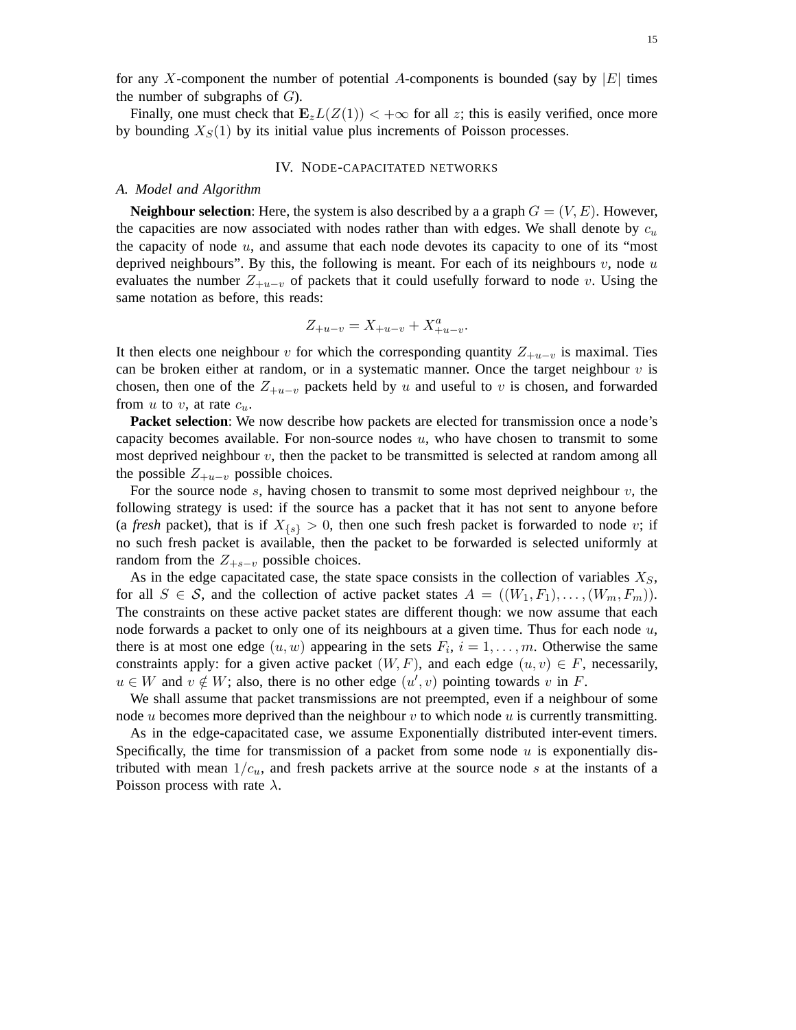for any $X$-component the number of potential $A$-components is bounded (say by $|E|$ times the number of subgraphs of $G$).

Finally, one must check that $\mathbf{E}_z L(Z(1)) < +\infty$ for all $z$; this is easily verified, once more by bounding $X_S(1)$ by its initial value plus increments of Poisson processes.

## IV. Node-capacitated networks

### A. Model and Algorithm

**Neighbour selection**: Here, the system is also described by a a graph $G = (V, E)$. However, the capacities are now associated with nodes rather than with edges. We shall denote by $c_u$ the capacity of node $u$, and assume that each node devotes its capacity to one of its "most deprived neighbours". By this, the following is meant. For each of its neighbours $v$, node $u$ evaluates the number $Z_{+u-v}$ of packets that it could usefully forward to node $v$. Using the same notation as before, this reads:

$$Z_{+u-v} = X_{+u-v} + X^a_{+u-v}.$$

It then elects one neighbour $v$ for which the corresponding quantity $Z_{+u-v}$ is maximal. Ties can be broken either at random, or in a systematic manner. Once the target neighbour $v$ is chosen, then one of the $Z_{+u-v}$ packets held by $u$ and useful to $v$ is chosen, and forwarded from $u$ to $v$, at rate $c_u$.

**Packet selection**: We now describe how packets are elected for transmission once a node's capacity becomes available. For non-source nodes $u$, who have chosen to transmit to some most deprived neighbour $v$, then the packet to be transmitted is selected at random among all the possible $Z_{+u-v}$ possible choices.

For the source node $s$, having chosen to transmit to some most deprived neighbour $v$, the following strategy is used: if the source has a packet that it has not sent to anyone before (a *fresh* packet), that is if $X_{\{s\}} > 0$, then one such fresh packet is forwarded to node $v$; if no such fresh packet is available, then the packet to be forwarded is selected uniformly at random from the $Z_{+s-v}$ possible choices.

As in the edge capacitated case, the state space consists in the collection of variables $X_S$, for all $S \in \mathcal{S}$, and the collection of active packet states $A = ((W_1, F_1), \ldots, (W_m, F_m))$. The constraints on these active packet states are different though: we now assume that each node forwards a packet to only one of its neighbours at a given time. Thus for each node $u$, there is at most one edge $(u, w)$ appearing in the sets $F_i$, $i = 1, \ldots, m$. Otherwise the same constraints apply: for a given active packet $(W, F)$, and each edge $(u, v) \in F$, necessarily, $u \in W$ and $v \notin W$; also, there is no other edge $(u', v)$ pointing towards $v$ in $F$.

We shall assume that packet transmissions are not preempted, even if a neighbour of some node $u$ becomes more deprived than the neighbour $v$ to which node $u$ is currently transmitting.

As in the edge-capacitated case, we assume Exponentially distributed inter-event timers. Specifically, the time for transmission of a packet from some node $u$ is exponentially distributed with mean $1/c_u$, and fresh packets arrive at the source node $s$ at the instants of a Poisson process with rate $\lambda$.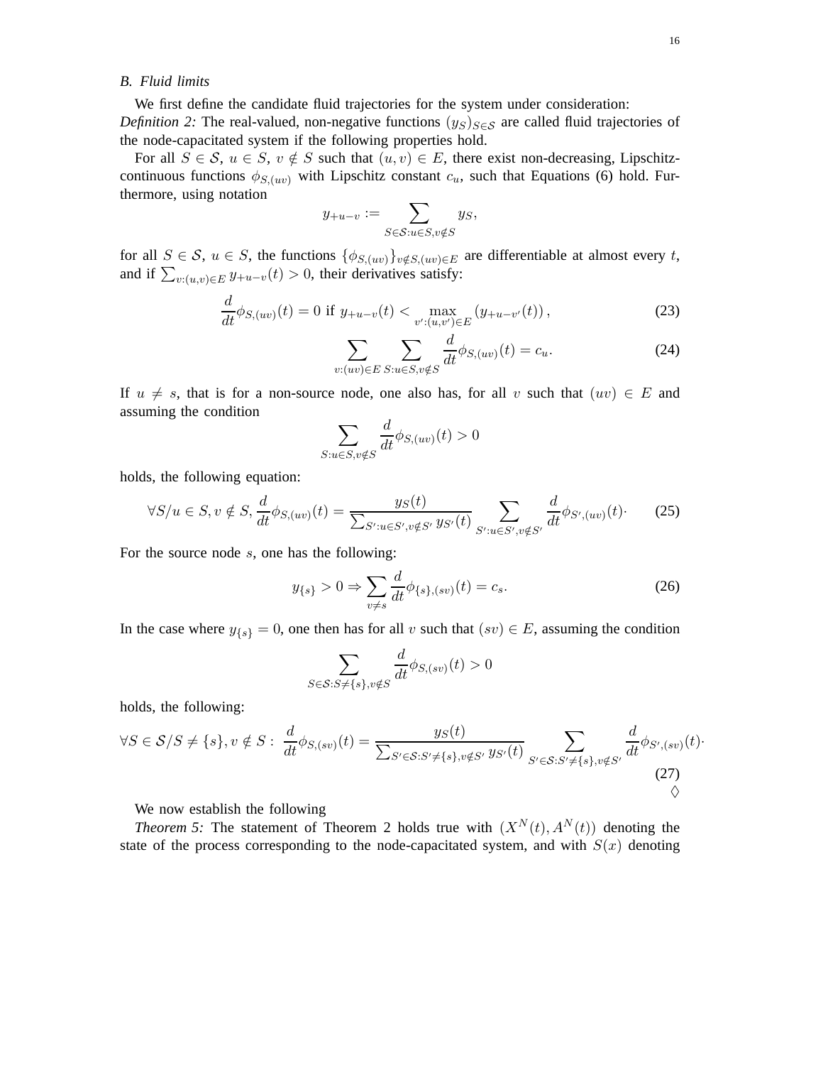### B. Fluid limits

We first define the candidate fluid trajectories for the system under consideration:

*Definition 2:* The real-valued, non-negative functions $(y_S)_{S\in\mathcal{S}}$ are called fluid trajectories of the node-capacitated system if the following properties hold.

For all $S\in\mathcal{S}$, $u\in S$, $v\notin S$ such that $(u,v)\in E$, there exist non-decreasing, Lipschitz-continuous functions $\phi_{S,(uv)}$ with Lipschitz constant $c_u$, such that Equations (6) hold. Furthermore, using notation

$$y_{+u-v} := \sum_{S\in\mathcal{S}:u\in S,v\notin S} y_S,$$

for all $S\in\mathcal{S}$, $u\in S$, the functions $\{\phi_{S,(uv)}\}_{v\notin S,(uv)\in E}$ are differentiable at almost every $t$, and if $\sum_{v:(u,v)\in E} y_{+u-v}(t)>0$, their derivatives satisfy:

$$\frac{d}{dt}\phi_{S,(uv)}(t) = 0 \text{ if } y_{+u-v}(t) < \max_{v':(u,v')\in E}\left(y_{+u-v'}(t)\right), \tag{23}$$

$$\sum_{v:(uv)\in E}\ \sum_{S:u\in S,v\notin S}\frac{d}{dt}\phi_{S,(uv)}(t) = c_u. \tag{24}$$

If $u\neq s$, that is for a non-source node, one also has, for all $v$ such that $(uv)\in E$ and assuming the condition

$$\sum_{S:u\in S,v\notin S}\frac{d}{dt}\phi_{S,(uv)}(t) > 0$$

holds, the following equation:

$$\forall S/u\in S, v\notin S, \frac{d}{dt}\phi_{S,(uv)}(t) = \frac{y_S(t)}{\sum_{S':u\in S',v\notin S'} y_{S'}(t)}\sum_{S':u\in S',v\notin S'}\frac{d}{dt}\phi_{S',(uv)}(t)\cdot \tag{25}$$

For the source node $s$, one has the following:

$$y_{\{s\}} > 0 \Rightarrow \sum_{v\neq s}\frac{d}{dt}\phi_{\{s\},(sv)}(t) = c_s. \tag{26}$$

In the case where $y_{\{s\}}=0$, one then has for all $v$ such that $(sv)\in E$, assuming the condition

$$\sum_{S\in\mathcal{S}:S\neq\{s\},v\notin S}\frac{d}{dt}\phi_{S,(sv)}(t) > 0$$

holds, the following:

$$\forall S\in\mathcal{S}/S\neq\{s\}, v\notin S:\ \frac{d}{dt}\phi_{S,(sv)}(t) = \frac{y_S(t)}{\sum_{S'\in\mathcal{S}:S'\neq\{s\},v\notin S'} y_{S'}(t)}\sum_{S'\in\mathcal{S}:S'\neq\{s\},v\notin S'}\frac{d}{dt}\phi_{S',(sv)}(t)\cdot \tag{27}$$

$\diamondsuit$

We now establish the following

*Theorem 5:* The statement of Theorem 2 holds true with $(X^N(t), A^N(t))$ denoting the state of the process corresponding to the node-capacitated system, and with $S(x)$ denoting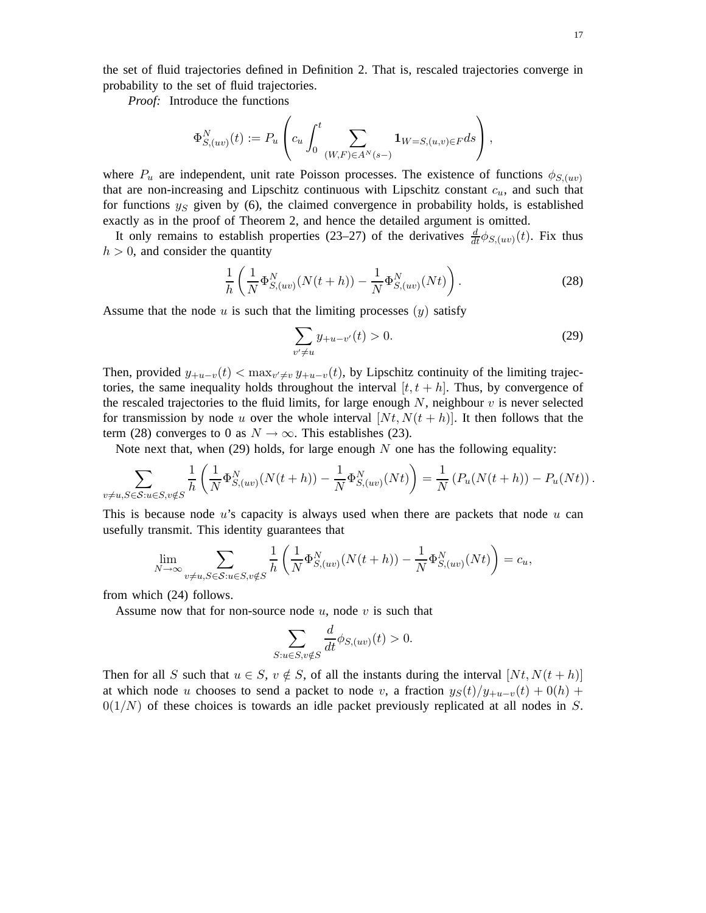the set of fluid trajectories defined in Definition 2. That is, rescaled trajectories converge in probability to the set of fluid trajectories.

*Proof:* Introduce the functions

$$\Phi^N_{S,(uv)}(t) := P_u \left( c_u \int_0^t \sum_{(W,F)\in A^N(s-)} \mathbf{1}_{W=S,(u,v)\in F} ds \right),$$

where $P_u$ are independent, unit rate Poisson processes. The existence of functions $\phi_{S,(uv)}$ that are non-increasing and Lipschitz continuous with Lipschitz constant $c_u$, and such that for functions $y_S$ given by (6), the claimed convergence in probability holds, is established exactly as in the proof of Theorem 2, and hence the detailed argument is omitted.

It only remains to establish properties (23–27) of the derivatives $\frac{d}{dt}\phi_{S,(uv)}(t)$. Fix thus $h > 0$, and consider the quantity

$$\frac{1}{h}\left( \frac{1}{N}\Phi^N_{S,(uv)}(N(t+h)) - \frac{1}{N}\Phi^N_{S,(uv)}(Nt) \right). \tag{28}$$

Assume that the node $u$ is such that the limiting processes $(y)$ satisfy

$$\sum_{v'\neq u} y_{+u-v'}(t) > 0. \tag{29}$$

Then, provided $y_{+u-v}(t) < \max_{v'\neq v} y_{+u-v}(t)$, by Lipschitz continuity of the limiting trajectories, the same inequality holds throughout the interval $[t, t+h]$. Thus, by convergence of the rescaled trajectories to the fluid limits, for large enough $N$, neighbour $v$ is never selected for transmission by node $u$ over the whole interval $[Nt, N(t+h)]$. It then follows that the term (28) converges to 0 as $N \to \infty$. This establishes (23).

Note next that, when (29) holds, for large enough $N$ one has the following equality:

$$\sum_{v\neq u, S\in\mathcal{S}: u\in S, v\notin S} \frac{1}{h}\left( \frac{1}{N}\Phi^N_{S,(uv)}(N(t+h)) - \frac{1}{N}\Phi^N_{S,(uv)}(Nt) \right) = \frac{1}{N}\left( P_u(N(t+h)) - P_u(Nt) \right).$$

This is because node $u$'s capacity is always used when there are packets that node $u$ can usefully transmit. This identity guarantees that

$$\lim_{N\to\infty} \sum_{v\neq u, S\in\mathcal{S}: u\in S, v\notin S} \frac{1}{h}\left( \frac{1}{N}\Phi^N_{S,(uv)}(N(t+h)) - \frac{1}{N}\Phi^N_{S,(uv)}(Nt) \right) = c_u,$$

from which (24) follows.

Assume now that for non-source node $u$, node $v$ is such that

$$\sum_{S: u\in S, v\notin S} \frac{d}{dt}\phi_{S,(uv)}(t) > 0.$$

Then for all $S$ such that $u \in S$, $v \notin S$, of all the instants during the interval $[Nt, N(t+h)]$ at which node $u$ chooses to send a packet to node $v$, a fraction $y_S(t)/y_{+u-v}(t) + 0(h) + 0(1/N)$ of these choices is towards an idle packet previously replicated at all nodes in $S$.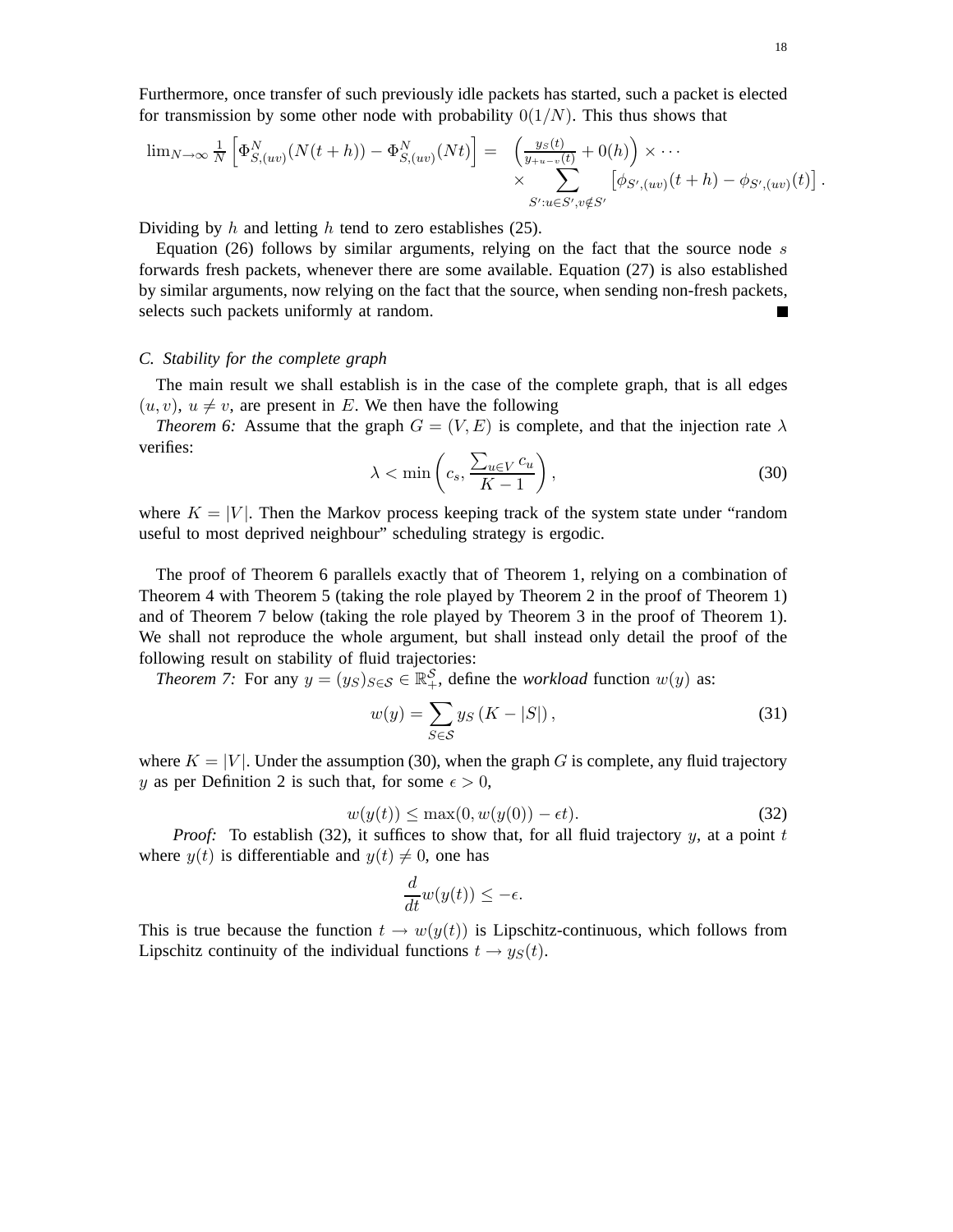Furthermore, once transfer of such previously idle packets has started, such a packet is elected for transmission by some other node with probability $0(1/N)$. This thus shows that

$$\lim_{N\to\infty} \frac{1}{N}\left[\Phi^N_{S,(uv)}(N(t+h)) - \Phi^N_{S,(uv)}(Nt)\right] = \left(\frac{y_S(t)}{y_{+u-v}(t)} + 0(h)\right) \times \cdots \times \sum_{S': u\in S', v\notin S'} \left[\phi_{S',(uv)}(t+h) - \phi_{S',(uv)}(t)\right].$$

Dividing by $h$ and letting $h$ tend to zero establishes (25).

Equation (26) follows by similar arguments, relying on the fact that the source node $s$ forwards fresh packets, whenever there are some available. Equation (27) is also established by similar arguments, now relying on the fact that the source, when sending non-fresh packets, selects such packets uniformly at random. ■

### *C. Stability for the complete graph*

The main result we shall establish is in the case of the complete graph, that is all edges $(u, v)$, $u \neq v$, are present in $E$. We then have the following

*Theorem 6:* Assume that the graph $G = (V, E)$ is complete, and that the injection rate $\lambda$ verifies:

$$\lambda < \min\left(c_s, \frac{\sum_{u\in V} c_u}{K-1}\right), \tag{30}$$

where $K = |V|$. Then the Markov process keeping track of the system state under "random useful to most deprived neighbour" scheduling strategy is ergodic.

The proof of Theorem 6 parallels exactly that of Theorem 1, relying on a combination of Theorem 4 with Theorem 5 (taking the role played by Theorem 2 in the proof of Theorem 1) and of Theorem 7 below (taking the role played by Theorem 3 in the proof of Theorem 1). We shall not reproduce the whole argument, but shall instead only detail the proof of the following result on stability of fluid trajectories:

*Theorem 7:* For any $y = (y_S)_{S\in\mathcal{S}} \in \mathbb{R}_+^{\mathcal{S}}$, define the *workload* function $w(y)$ as:

$$w(y) = \sum_{S\in\mathcal{S}} y_S\,(K - |S|)\,, \tag{31}$$

where $K = |V|$. Under the assumption (30), when the graph $G$ is complete, any fluid trajectory $y$ as per Definition 2 is such that, for some $\epsilon > 0$,

$$w(y(t)) \leq \max(0, w(y(0)) - \epsilon t). \tag{32}$$

*Proof:* To establish (32), it suffices to show that, for all fluid trajectory $y$, at a point $t$ where $y(t)$ is differentiable and $y(t) \neq 0$, one has

$$\frac{d}{dt} w(y(t)) \leq -\epsilon.$$

This is true because the function $t \to w(y(t))$ is Lipschitz-continuous, which follows from Lipschitz continuity of the individual functions $t \to y_S(t)$.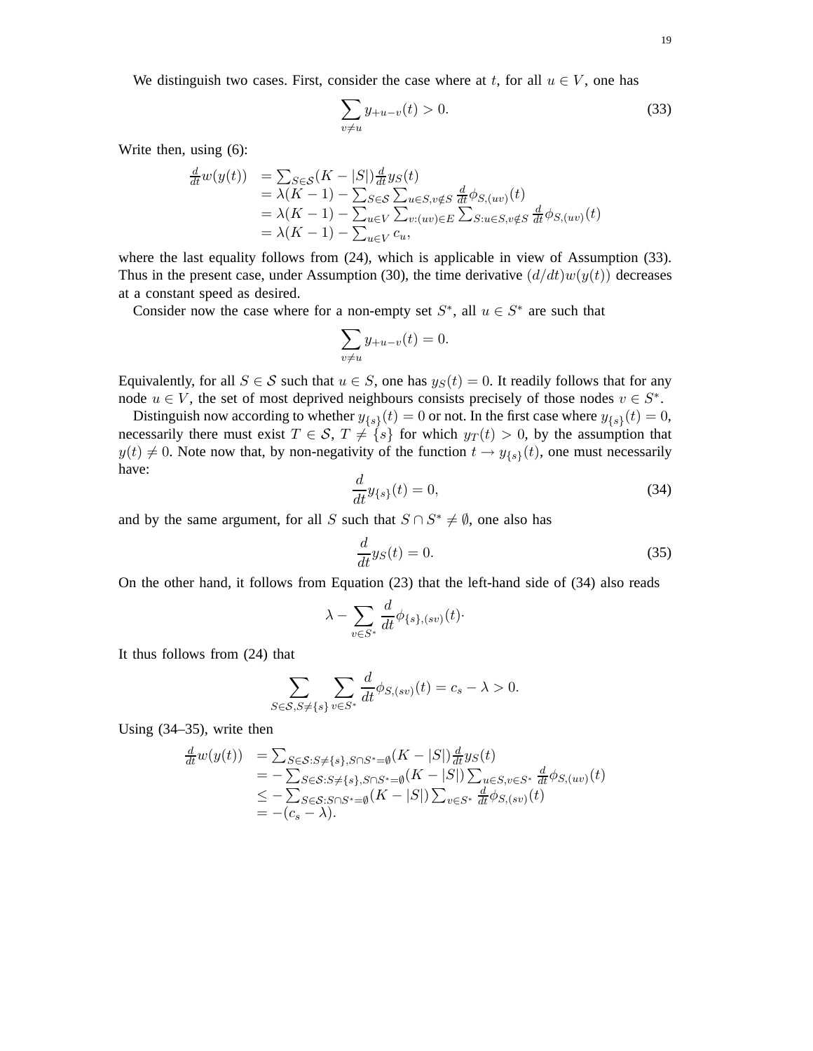We distinguish two cases. First, consider the case where at $t$, for all $u \in V$, one has

$$\sum_{v \neq u} y_{+u-v}(t) > 0. \tag{33}$$

Write then, using (6):

$$\begin{aligned}
\frac{d}{dt} w(y(t)) &= \sum_{S \in \mathcal{S}} (K - |S|) \frac{d}{dt} y_S(t) \\
&= \lambda(K-1) - \sum_{S \in \mathcal{S}} \sum_{u \in S, v \notin S} \frac{d}{dt} \phi_{S,(uv)}(t) \\
&= \lambda(K-1) - \sum_{u \in V} \sum_{v:(uv) \in E} \sum_{S: u \in S, v \notin S} \frac{d}{dt} \phi_{S,(uv)}(t) \\
&= \lambda(K-1) - \sum_{u \in V} c_u,
\end{aligned}$$

where the last equality follows from (24), which is applicable in view of Assumption (33). Thus in the present case, under Assumption (30), the time derivative $(d/dt)w(y(t))$ decreases at a constant speed as desired.

Consider now the case where for a non-empty set $S^*$, all $u \in S^*$ are such that

$$\sum_{v \neq u} y_{+u-v}(t) = 0.$$

Equivalently, for all $S \in \mathcal{S}$ such that $u \in S$, one has $y_S(t) = 0$. It readily follows that for any node $u \in V$, the set of most deprived neighbours consists precisely of those nodes $v \in S^*$.

Distinguish now according to whether $y_{\{s\}}(t) = 0$ or not. In the first case where $y_{\{s\}}(t) = 0$, necessarily there must exist $T \in \mathcal{S}$, $T \neq \{s\}$ for which $y_T(t) > 0$, by the assumption that $y(t) \neq 0$. Note now that, by non-negativity of the function $t \to y_{\{s\}}(t)$, one must necessarily have:

$$\frac{d}{dt} y_{\{s\}}(t) = 0, \tag{34}$$

and by the same argument, for all $S$ such that $S \cap S^* \neq \emptyset$, one also has

$$\frac{d}{dt} y_S(t) = 0. \tag{35}$$

On the other hand, it follows from Equation (23) that the left-hand side of (34) also reads

$$\lambda - \sum_{v \in S^*} \frac{d}{dt} \phi_{\{s\},(sv)}(t) \cdot$$

It thus follows from (24) that

$$\sum_{S \in \mathcal{S}, S \neq \{s\}} \sum_{v \in S^*} \frac{d}{dt} \phi_{S,(sv)}(t) = c_s - \lambda > 0.$$

Using (34–35), write then

$$\begin{aligned}
\frac{d}{dt} w(y(t)) &= \sum_{S \in \mathcal{S}: S \neq \{s\}, S \cap S^* = \emptyset} (K - |S|) \frac{d}{dt} y_S(t) \\
&= - \sum_{S \in \mathcal{S}: S \neq \{s\}, S \cap S^* = \emptyset} (K - |S|) \sum_{u \in S, v \in S^*} \frac{d}{dt} \phi_{S,(uv)}(t) \\
&\leq - \sum_{S \in \mathcal{S}: S \cap S^* = \emptyset} (K - |S|) \sum_{v \in S^*} \frac{d}{dt} \phi_{S,(sv)}(t) \\
&= -(c_s - \lambda).
\end{aligned}$$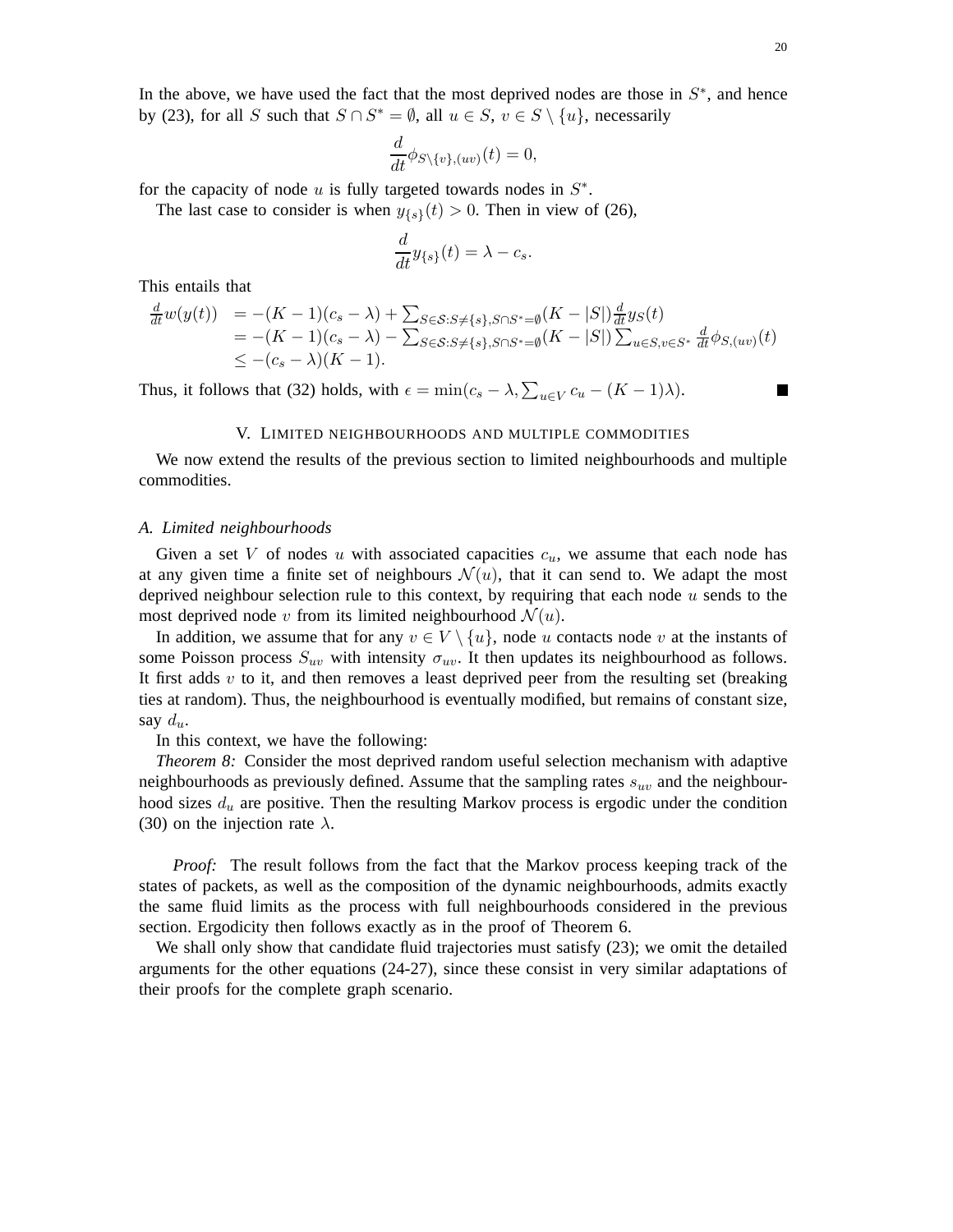In the above, we have used the fact that the most deprived nodes are those in $S^*$, and hence by (23), for all $S$ such that $S \cap S^* = \emptyset$, all $u \in S$, $v \in S \setminus \{u\}$, necessarily

$$\frac{d}{dt}\phi_{S\setminus\{v\},(uv)}(t) = 0,$$

for the capacity of node $u$ is fully targeted towards nodes in $S^*$.

The last case to consider is when $y_{\{s\}}(t) > 0$. Then in view of (26),

$$\frac{d}{dt}y_{\{s\}}(t) = \lambda - c_s.$$

This entails that

$$\begin{aligned}
\frac{d}{dt}w(y(t)) &= -(K-1)(c_s - \lambda) + \sum_{S\in\mathcal{S}:S\neq\{s\},S\cap S^*=\emptyset}(K-|S|)\frac{d}{dt}y_S(t)\\
&= -(K-1)(c_s - \lambda) - \sum_{S\in\mathcal{S}:S\neq\{s\},S\cap S^*=\emptyset}(K-|S|)\sum_{u\in S,v\in S^*}\frac{d}{dt}\phi_{S,(uv)}(t)\\
&\leq -(c_s - \lambda)(K-1).
\end{aligned}$$

Thus, it follows that (32) holds, with $\epsilon = \min(c_s - \lambda, \sum_{u\in V} c_u - (K-1)\lambda)$. ∎

## V. Limited neighbourhoods and multiple commodities

We now extend the results of the previous section to limited neighbourhoods and multiple commodities.

### A. Limited neighbourhoods

Given a set $V$ of nodes $u$ with associated capacities $c_u$, we assume that each node has at any given time a finite set of neighbours $\mathcal{N}(u)$, that it can send to. We adapt the most deprived neighbour selection rule to this context, by requiring that each node $u$ sends to the most deprived node $v$ from its limited neighbourhood $\mathcal{N}(u)$.

In addition, we assume that for any $v \in V \setminus \{u\}$, node $u$ contacts node $v$ at the instants of some Poisson process $S_{uv}$ with intensity $\sigma_{uv}$. It then updates its neighbourhood as follows. It first adds $v$ to it, and then removes a least deprived peer from the resulting set (breaking ties at random). Thus, the neighbourhood is eventually modified, but remains of constant size, say $d_u$.

In this context, we have the following:

*Theorem 8:* Consider the most deprived random useful selection mechanism with adaptive neighbourhoods as previously defined. Assume that the sampling rates $s_{uv}$ and the neighbourhood sizes $d_u$ are positive. Then the resulting Markov process is ergodic under the condition (30) on the injection rate $\lambda$.

*Proof:* The result follows from the fact that the Markov process keeping track of the states of packets, as well as the composition of the dynamic neighbourhoods, admits exactly the same fluid limits as the process with full neighbourhoods considered in the previous section. Ergodicity then follows exactly as in the proof of Theorem 6.

We shall only show that candidate fluid trajectories must satisfy (23); we omit the detailed arguments for the other equations (24-27), since these consist in very similar adaptations of their proofs for the complete graph scenario.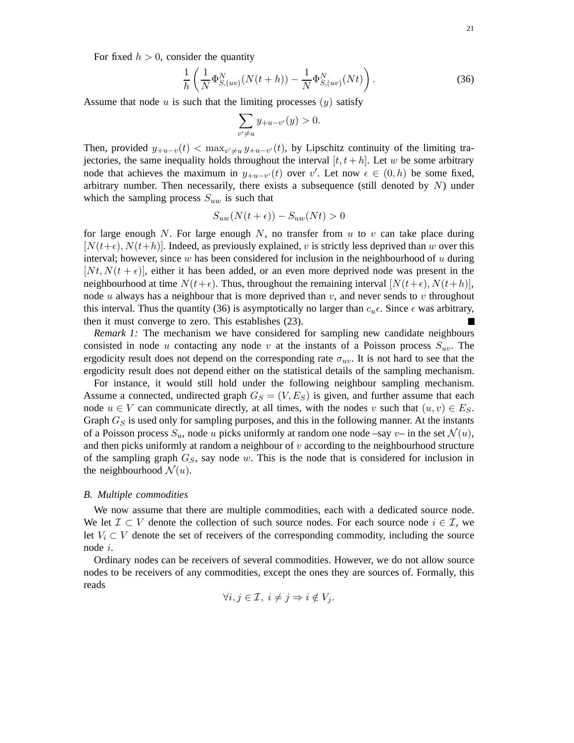For fixed $h > 0$, consider the quantity

$$\frac{1}{h} \left( \frac{1}{N} \Phi^N_{S,(uv)}(N(t+h)) - \frac{1}{N} \Phi^N_{S,(uv)}(Nt) \right). \tag{36}$$

Assume that node $u$ is such that the limiting processes $(y)$ satisfy

$$\sum_{v' \neq u} y_{+u-v'}(y) > 0.$$

Then, provided $y_{+u-v}(t) < \max_{v' \neq u} y_{+u-v'}(t)$, by Lipschitz continuity of the limiting trajectories, the same inequality holds throughout the interval $[t, t+h]$. Let $w$ be some arbitrary node that achieves the maximum in $y_{+u-v'}(t)$ over $v'$. Let now $\epsilon \in (0, h)$ be some fixed, arbitrary number. Then necessarily, there exists a subsequence (still denoted by $N$) under which the sampling process $S_{uw}$ is such that

$$S_{uw}(N(t+\epsilon)) - S_{uw}(Nt) > 0$$

for large enough $N$. For large enough $N$, no transfer from $u$ to $v$ can take place during $[N(t+\epsilon), N(t+h)]$. Indeed, as previously explained, $v$ is strictly less deprived than $w$ over this interval; however, since $w$ has been considered for inclusion in the neighbourhood of $u$ during $[Nt, N(t+\epsilon)]$, either it has been added, or an even more deprived node was present in the neighbourhood at time $N(t+\epsilon)$. Thus, throughout the remaining interval $[N(t+\epsilon), N(t+h)]$, node $u$ always has a neighbour that is more deprived than $v$, and never sends to $v$ throughout this interval. Thus the quantity (36) is asymptotically no larger than $c_u \epsilon$. Since $\epsilon$ was arbitrary, then it must converge to zero. This establishes (23). ∎

*Remark 1:* The mechanism we have considered for sampling new candidate neighbours consisted in node $u$ contacting any node $v$ at the instants of a Poisson process $S_{uv}$. The ergodicity result does not depend on the corresponding rate $\sigma_{uv}$. It is not hard to see that the ergodicity result does not depend either on the statistical details of the sampling mechanism.

For instance, it would still hold under the following neighbour sampling mechanism. Assume a connected, undirected graph $G_S = (V, E_S)$ is given, and further assume that each node $u \in V$ can communicate directly, at all times, with the nodes $v$ such that $(u, v) \in E_S$. Graph $G_S$ is used only for sampling purposes, and this in the following manner. At the instants of a Poisson process $S_u$, node $u$ picks uniformly at random one node –say $v$– in the set $\mathcal{N}(u)$, and then picks uniformly at random a neighbour of $v$ according to the neighbourhood structure of the sampling graph $G_S$, say node $w$. This is the node that is considered for inclusion in the neighbourhood $\mathcal{N}(u)$.

### *B. Multiple commodities*

We now assume that there are multiple commodities, each with a dedicated source node. We let $\mathcal{I} \subset V$ denote the collection of such source nodes. For each source node $i \in \mathcal{I}$, we let $V_i \subset V$ denote the set of receivers of the corresponding commodity, including the source node $i$.

Ordinary nodes can be receivers of several commodities. However, we do not allow source nodes to be receivers of any commodities, except the ones they are sources of. Formally, this reads

$$\forall i, j \in \mathcal{I},\ i \neq j \Rightarrow i \notin V_j.$$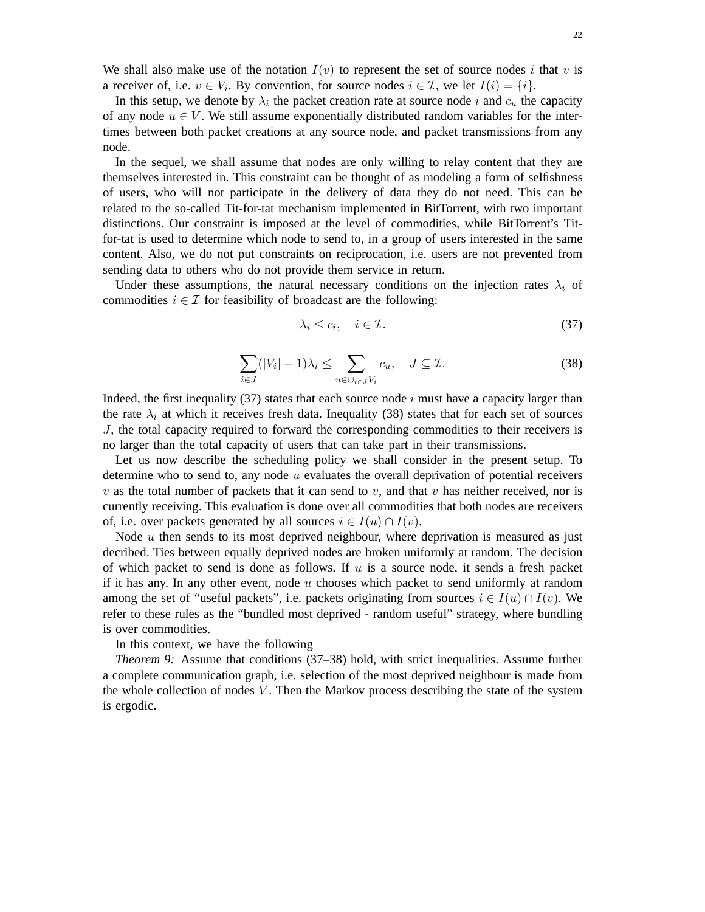We shall also make use of the notation $I(v)$ to represent the set of source nodes $i$ that $v$ is a receiver of, i.e. $v \in V_i$. By convention, for source nodes $i \in \mathcal{I}$, we let $I(i) = \{i\}$.

In this setup, we denote by $\lambda_i$ the packet creation rate at source node $i$ and $c_u$ the capacity of any node $u \in V$. We still assume exponentially distributed random variables for the inter-times between both packet creations at any source node, and packet transmissions from any node.

In the sequel, we shall assume that nodes are only willing to relay content that they are themselves interested in. This constraint can be thought of as modeling a form of selfishness of users, who will not participate in the delivery of data they do not need. This can be related to the so-called Tit-for-tat mechanism implemented in BitTorrent, with two important distinctions. Our constraint is imposed at the level of commodities, while BitTorrent's Tit-for-tat is used to determine which node to send to, in a group of users interested in the same content. Also, we do not put constraints on reciprocation, i.e. users are not prevented from sending data to others who do not provide them service in return.

Under these assumptions, the natural necessary conditions on the injection rates $\lambda_i$ of commodities $i \in \mathcal{I}$ for feasibility of broadcast are the following:

$$\lambda_i \leq c_i, \quad i \in \mathcal{I}. \tag{37}$$

$$\sum_{i \in J} (|V_i| - 1)\lambda_i \leq \sum_{u \in \cup_{i \in J} V_i} c_u, \quad J \subseteq \mathcal{I}. \tag{38}$$

Indeed, the first inequality (37) states that each source node $i$ must have a capacity larger than the rate $\lambda_i$ at which it receives fresh data. Inequality (38) states that for each set of sources $J$, the total capacity required to forward the corresponding commodities to their receivers is no larger than the total capacity of users that can take part in their transmissions.

Let us now describe the scheduling policy we shall consider in the present setup. To determine who to send to, any node $u$ evaluates the overall deprivation of potential receivers $v$ as the total number of packets that it can send to $v$, and that $v$ has neither received, nor is currently receiving. This evaluation is done over all commodities that both nodes are receivers of, i.e. over packets generated by all sources $i \in I(u) \cap I(v)$.

Node $u$ then sends to its most deprived neighbour, where deprivation is measured as just decribed. Ties between equally deprived nodes are broken uniformly at random. The decision of which packet to send is done as follows. If $u$ is a source node, it sends a fresh packet if it has any. In any other event, node $u$ chooses which packet to send uniformly at random among the set of "useful packets", i.e. packets originating from sources $i \in I(u) \cap I(v)$. We refer to these rules as the "bundled most deprived - random useful" strategy, where bundling is over commodities.

In this context, we have the following

*Theorem 9:* Assume that conditions (37–38) hold, with strict inequalities. Assume further a complete communication graph, i.e. selection of the most deprived neighbour is made from the whole collection of nodes $V$. Then the Markov process describing the state of the system is ergodic.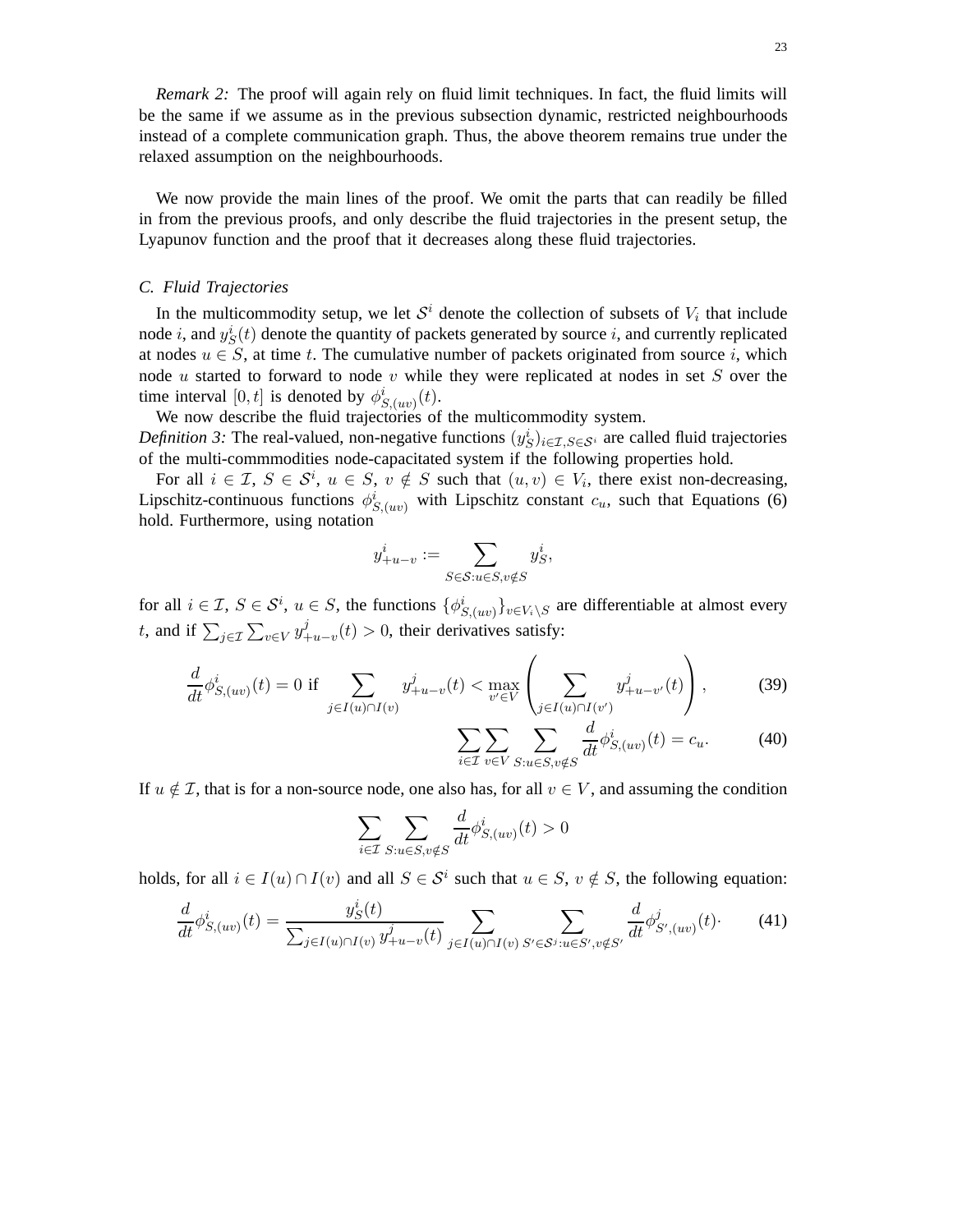*Remark 2:* The proof will again rely on fluid limit techniques. In fact, the fluid limits will be the same if we assume as in the previous subsection dynamic, restricted neighbourhoods instead of a complete communication graph. Thus, the above theorem remains true under the relaxed assumption on the neighbourhoods.

We now provide the main lines of the proof. We omit the parts that can readily be filled in from the previous proofs, and only describe the fluid trajectories in the present setup, the Lyapunov function and the proof that it decreases along these fluid trajectories.

### C. Fluid Trajectories

In the multicommodity setup, we let $\mathcal{S}^i$ denote the collection of subsets of $V_i$ that include node $i$, and $y^i_S(t)$ denote the quantity of packets generated by source $i$, and currently replicated at nodes $u \in S$, at time $t$. The cumulative number of packets originated from source $i$, which node $u$ started to forward to node $v$ while they were replicated at nodes in set $S$ over the time interval $[0,t]$ is denoted by $\phi^i_{S,(uv)}(t)$.

We now describe the fluid trajectories of the multicommodity system.

*Definition 3:* The real-valued, non-negative functions $(y^i_S)_{i\in\mathcal{I},S\in\mathcal{S}^i}$ are called fluid trajectories of the multi-commmodities node-capacitated system if the following properties hold.

For all $i \in \mathcal{I}$, $S \in \mathcal{S}^i$, $u \in S$, $v \notin S$ such that $(u,v) \in V_i$, there exist non-decreasing, Lipschitz-continuous functions $\phi^i_{S,(uv)}$ with Lipschitz constant $c_u$, such that Equations (6) hold. Furthermore, using notation

$$y^i_{+u-v} := \sum_{S\in\mathcal{S}:u\in S,v\notin S} y^i_S,$$

for all $i \in \mathcal{I}$, $S \in \mathcal{S}^i$, $u \in S$, the functions $\{\phi^i_{S,(uv)}\}_{v\in V_i\setminus S}$ are differentiable at almost every $t$, and if $\sum_{j\in\mathcal{I}}\sum_{v\in V} y^j_{+u-v}(t) > 0$, their derivatives satisfy:

$$\frac{d}{dt}\phi^i_{S,(uv)}(t) = 0 \text{ if } \sum_{j\in I(u)\cap I(v)} y^j_{+u-v}(t) < \max_{v'\in V}\left(\sum_{j\in I(u)\cap I(v')} y^j_{+u-v'}(t)\right), \tag{39}$$

$$\sum_{i\in\mathcal{I}}\sum_{v\in V}\sum_{S:u\in S,v\notin S}\frac{d}{dt}\phi^i_{S,(uv)}(t) = c_u. \tag{40}$$

If $u \notin \mathcal{I}$, that is for a non-source node, one also has, for all $v \in V$, and assuming the condition

$$\sum_{i\in\mathcal{I}}\sum_{S:u\in S,v\notin S}\frac{d}{dt}\phi^i_{S,(uv)}(t) > 0$$

holds, for all $i \in I(u)\cap I(v)$ and all $S \in \mathcal{S}^i$ such that $u \in S$, $v \notin S$, the following equation:

$$\frac{d}{dt}\phi^i_{S,(uv)}(t) = \frac{y^i_S(t)}{\sum_{j\in I(u)\cap I(v)} y^j_{+u-v}(t)}\sum_{j\in I(u)\cap I(v)}\sum_{S'\in\mathcal{S}^j:u\in S',v\notin S'}\frac{d}{dt}\phi^j_{S',(uv)}(t)\cdot \tag{41}$$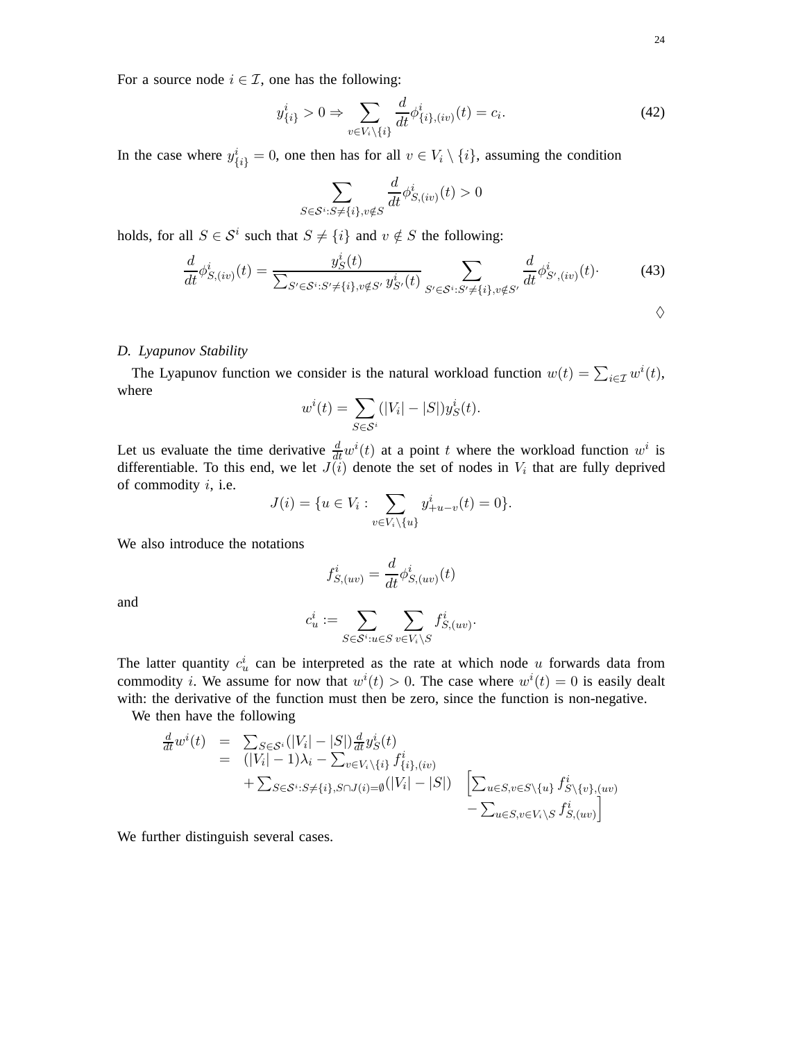For a source node $i \in \mathcal{I}$, one has the following:

$$y^i_{\{i\}} > 0 \Rightarrow \sum_{v \in V_i \setminus \{i\}} \frac{d}{dt}\phi^i_{\{i\},(iv)}(t) = c_i. \tag{42}$$

In the case where $y^i_{\{i\}} = 0$, one then has for all $v \in V_i \setminus \{i\}$, assuming the condition

$$\sum_{S \in \mathcal{S}^i : S \neq \{i\}, v \notin S} \frac{d}{dt}\phi^i_{S,(iv)}(t) > 0$$

holds, for all $S \in \mathcal{S}^i$ such that $S \neq \{i\}$ and $v \notin S$ the following:

$$\frac{d}{dt}\phi^i_{S,(iv)}(t) = \frac{y^i_S(t)}{\sum_{S' \in \mathcal{S}^i : S' \neq \{i\}, v \notin S'} y^i_{S'}(t)} \sum_{S' \in \mathcal{S}^i : S' \neq \{i\}, v \notin S'} \frac{d}{dt}\phi^i_{S',(iv)}(t)\cdot \tag{43}$$

$\diamondsuit$

### D. Lyapunov Stability

The Lyapunov function we consider is the natural workload function $w(t) = \sum_{i \in \mathcal{I}} w^i(t)$, where

$$w^i(t) = \sum_{S \in \mathcal{S}^i} (|V_i| - |S|) y^i_S(t).$$

Let us evaluate the time derivative $\frac{d}{dt}w^i(t)$ at a point $t$ where the workload function $w^i$ is differentiable. To this end, we let $J(i)$ denote the set of nodes in $V_i$ that are fully deprived of commodity $i$, i.e.

$$J(i) = \{u \in V_i : \sum_{v \in V_i \setminus \{u\}} y^i_{+u-v}(t) = 0\}.$$

We also introduce the notations

$$f^i_{S,(uv)} = \frac{d}{dt}\phi^i_{S,(uv)}(t)$$

and

$$c^i_u := \sum_{S \in \mathcal{S}^i : u \in S} \sum_{v \in V_i \setminus S} f^i_{S,(uv)}.$$

The latter quantity $c^i_u$ can be interpreted as the rate at which node $u$ forwards data from commodity $i$. We assume for now that $w^i(t) > 0$. The case where $w^i(t) = 0$ is easily dealt with: the derivative of the function must then be zero, since the function is non-negative.

We then have the following

$$\begin{array}{rcl}
\frac{d}{dt}w^i(t) & = & \sum_{S \in \mathcal{S}^i} (|V_i| - |S|) \frac{d}{dt} y^i_S(t) \\
& = & (|V_i| - 1)\lambda_i - \sum_{v \in V_i \setminus \{i\}} f^i_{\{i\},(iv)} \\
& & + \sum_{S \in \mathcal{S}^i : S \neq \{i\}, S \cap J(i) = \emptyset} (|V_i| - |S|) \quad \Big[ \sum_{u \in S, v \in S \setminus \{u\}} f^i_{S \setminus \{v\},(uv)} \\
& & \qquad - \sum_{u \in S, v \in V_i \setminus S} f^i_{S,(uv)} \Big]
\end{array}$$

We further distinguish several cases.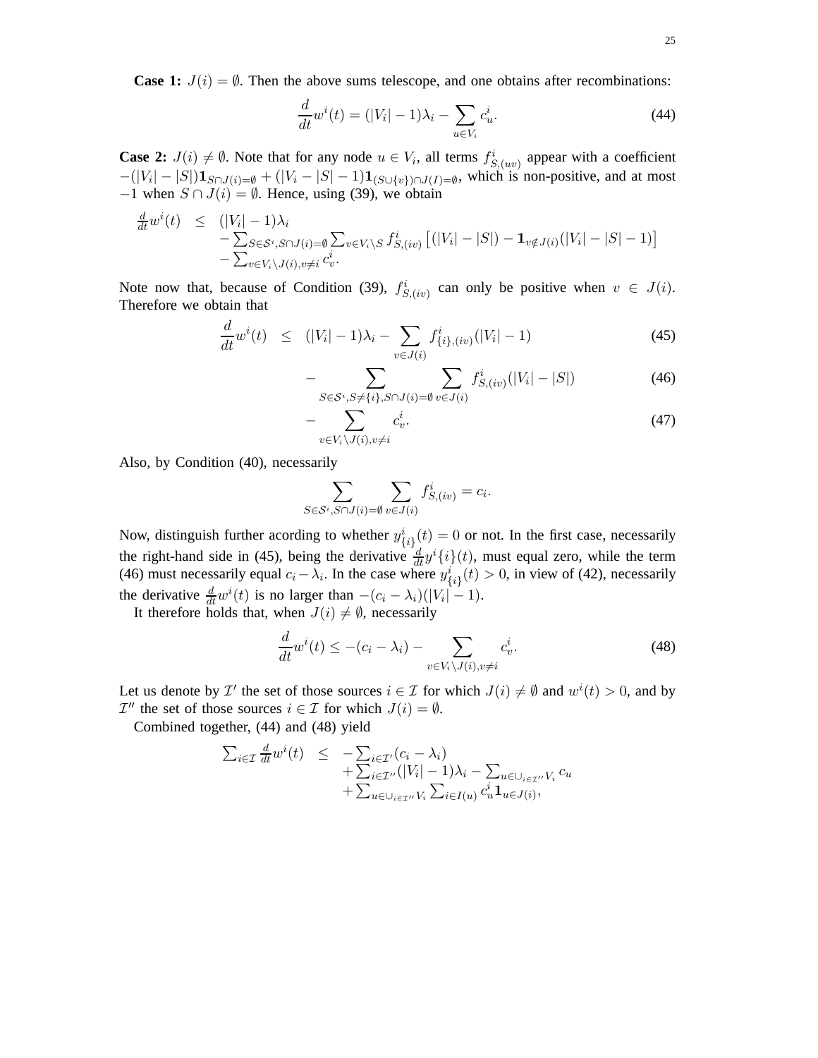**Case 1:** $J(i) = \emptyset$. Then the above sums telescope, and one obtains after recombinations:

$$\frac{d}{dt}w^i(t) = (|V_i| - 1)\lambda_i - \sum_{u \in V_i} c_u^i. \tag{44}$$

**Case 2:** $J(i) \neq \emptyset$. Note that for any node $u \in V_i$, all terms $f^i_{S,(uv)}$ appear with a coefficient $-(|V_i| - |S|)\mathbf{1}_{S \cap J(i) = \emptyset} + (|V_i - |S| - 1)\mathbf{1}_{(S \cup \{v\}) \cap J(I) = \emptyset}$, which is non-positive, and at most $-1$ when $S \cap J(i) = \emptyset$. Hence, using (39), we obtain

$$\begin{aligned}
\tfrac{d}{dt}w^i(t) \quad \leq \quad & (|V_i| - 1)\lambda_i \\
& - \textstyle\sum_{S \in \mathcal{S}^i, S \cap J(i) = \emptyset} \sum_{v \in V_i \setminus S} f^i_{S,(iv)} \left[(|V_i| - |S|) - \mathbf{1}_{v \notin J(i)}(|V_i| - |S| - 1)\right] \\
& - \textstyle\sum_{v \in V_i \setminus J(i), v \neq i} c_v^i.
\end{aligned}$$

Note now that, because of Condition (39), $f^i_{S,(iv)}$ can only be positive when $v \in J(i)$. Therefore we obtain that

$$\frac{d}{dt}w^i(t) \quad \leq \quad (|V_i| - 1)\lambda_i - \sum_{v \in J(i)} f^i_{\{i\},(iv)}(|V_i| - 1) \tag{45}$$

$$- \sum_{S \in \mathcal{S}^i, S \neq \{i\}, S \cap J(i) = \emptyset} \sum_{v \in J(i)} f^i_{S,(iv)}(|V_i| - |S|) \tag{46}$$

$$- \sum_{v \in V_i \setminus J(i), v \neq i} c_v^i. \tag{47}$$

Also, by Condition (40), necessarily

$$\sum_{S \in \mathcal{S}^i, S \cap J(i) = \emptyset} \sum_{v \in J(i)} f^i_{S,(iv)} = c_i.$$

Now, distinguish further acording to whether $y^i_{\{i\}}(t) = 0$ or not. In the first case, necessarily the right-hand side in (45), being the derivative $\frac{d}{dt}y^i\{i\}(t)$, must equal zero, while the term (46) must necessarily equal $c_i - \lambda_i$. In the case where $y^i_{\{i\}}(t) > 0$, in view of (42), necessarily the derivative $\frac{d}{dt}w^i(t)$ is no larger than $-(c_i - \lambda_i)(|V_i| - 1)$.

It therefore holds that, when $J(i) \neq \emptyset$, necessarily

$$\frac{d}{dt}w^i(t) \leq -(c_i - \lambda_i) - \sum_{v \in V_i \setminus J(i), v \neq i} c_v^i. \tag{48}$$

Let us denote by $\mathcal{I}'$ the set of those sources $i \in \mathcal{I}$ for which $J(i) \neq \emptyset$ and $w^i(t) > 0$, and by $\mathcal{I}''$ the set of those sources $i \in \mathcal{I}$ for which $J(i) = \emptyset$.

Combined together, (44) and (48) yield

$$\begin{aligned}
\textstyle\sum_{i \in \mathcal{I}} \frac{d}{dt}w^i(t) \quad \leq \quad & -\textstyle\sum_{i \in \mathcal{I}'}(c_i - \lambda_i) \\
& + \textstyle\sum_{i \in \mathcal{I}''}(|V_i| - 1)\lambda_i - \sum_{u \in \cup_{i \in \mathcal{I}''} V_i} c_u \\
& + \textstyle\sum_{u \in \cup_{i \in \mathcal{I}''} V_i} \sum_{i \in I(u)} c_u^i \mathbf{1}_{u \in J(i)},
\end{aligned}$$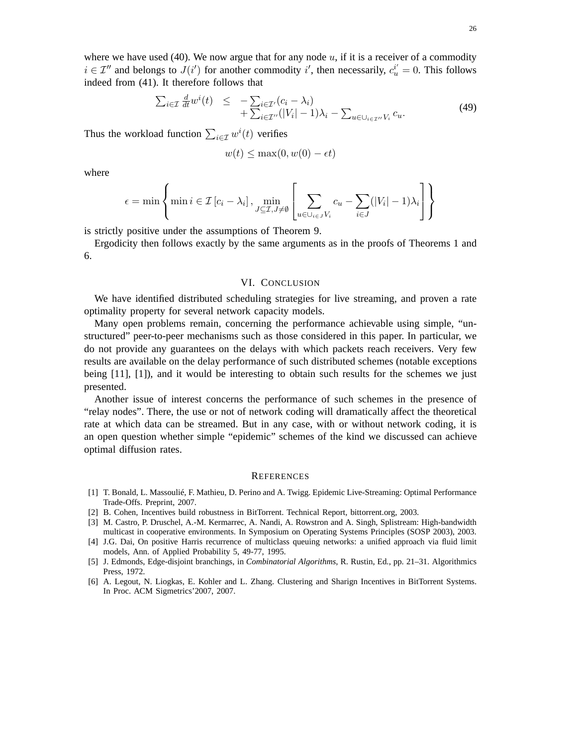where we have used (40). We now argue that for any node $u$, if it is a receiver of a commodity $i \in \mathcal{I}''$ and belongs to $J(i')$ for another commodity $i'$, then necessarily, $c_u^{i'} = 0$. This follows indeed from (41). It therefore follows that

$$\begin{aligned} \sum_{i \in \mathcal{I}} \frac{d}{dt} w^i(t) \quad \leq \quad & -\sum_{i \in \mathcal{I}'} (c_i - \lambda_i) \\ & + \sum_{i \in \mathcal{I}''} (|V_i| - 1)\lambda_i - \sum_{u \in \cup_{i \in \mathcal{I}''} V_i} c_u. \end{aligned} \tag{49}$$

Thus the workload function $\sum_{i \in \mathcal{I}} w^i(t)$ verifies

$$w(t) \leq \max(0, w(0) - \epsilon t)$$

where

$$\epsilon = \min \left\{ \min i \in \mathcal{I} \left[ c_i - \lambda_i \right], \min_{J \subseteq \mathcal{I}, J \neq \emptyset} \left[ \sum_{u \in \cup_{i \in J} V_i} c_u - \sum_{i \in J} (|V_i| - 1)\lambda_i \right] \right\}$$

is strictly positive under the assumptions of Theorem 9.

Ergodicity then follows exactly by the same arguments as in the proofs of Theorems 1 and 6.

## VI. Conclusion

We have identified distributed scheduling strategies for live streaming, and proven a rate optimality property for several network capacity models.

Many open problems remain, concerning the performance achievable using simple, "unstructured" peer-to-peer mechanisms such as those considered in this paper. In particular, we do not provide any guarantees on the delays with which packets reach receivers. Very few results are available on the delay performance of such distributed schemes (notable exceptions being [11], [1]), and it would be interesting to obtain such results for the schemes we just presented.

Another issue of interest concerns the performance of such schemes in the presence of "relay nodes". There, the use or not of network coding will dramatically affect the theoretical rate at which data can be streamed. But in any case, with or without network coding, it is an open question whether simple "epidemic" schemes of the kind we discussed can achieve optimal diffusion rates.

## References

[1] T. Bonald, L. Massoulié, F. Mathieu, D. Perino and A. Twigg. Epidemic Live-Streaming: Optimal Performance Trade-Offs. Preprint, 2007.

[2] B. Cohen, Incentives build robustness in BitTorrent. Technical Report, bittorrent.org, 2003.

[3] M. Castro, P. Druschel, A.-M. Kermarrec, A. Nandi, A. Rowstron and A. Singh, Splistream: High-bandwidth multicast in cooperative environments. In Symposium on Operating Systems Principles (SOSP 2003), 2003.

[4] J.G. Dai, On positive Harris recurrence of multiclass queuing networks: a unified approach via fluid limit models, Ann. of Applied Probability 5, 49-77, 1995.

[5] J. Edmonds, Edge-disjoint branchings, in *Combinatorial Algorithms*, R. Rustin, Ed., pp. 21–31. Algorithmics Press, 1972.

[6] A. Legout, N. Liogkas, E. Kohler and L. Zhang. Clustering and Sharign Incentives in BitTorrent Systems. In Proc. ACM Sigmetrics'2007, 2007.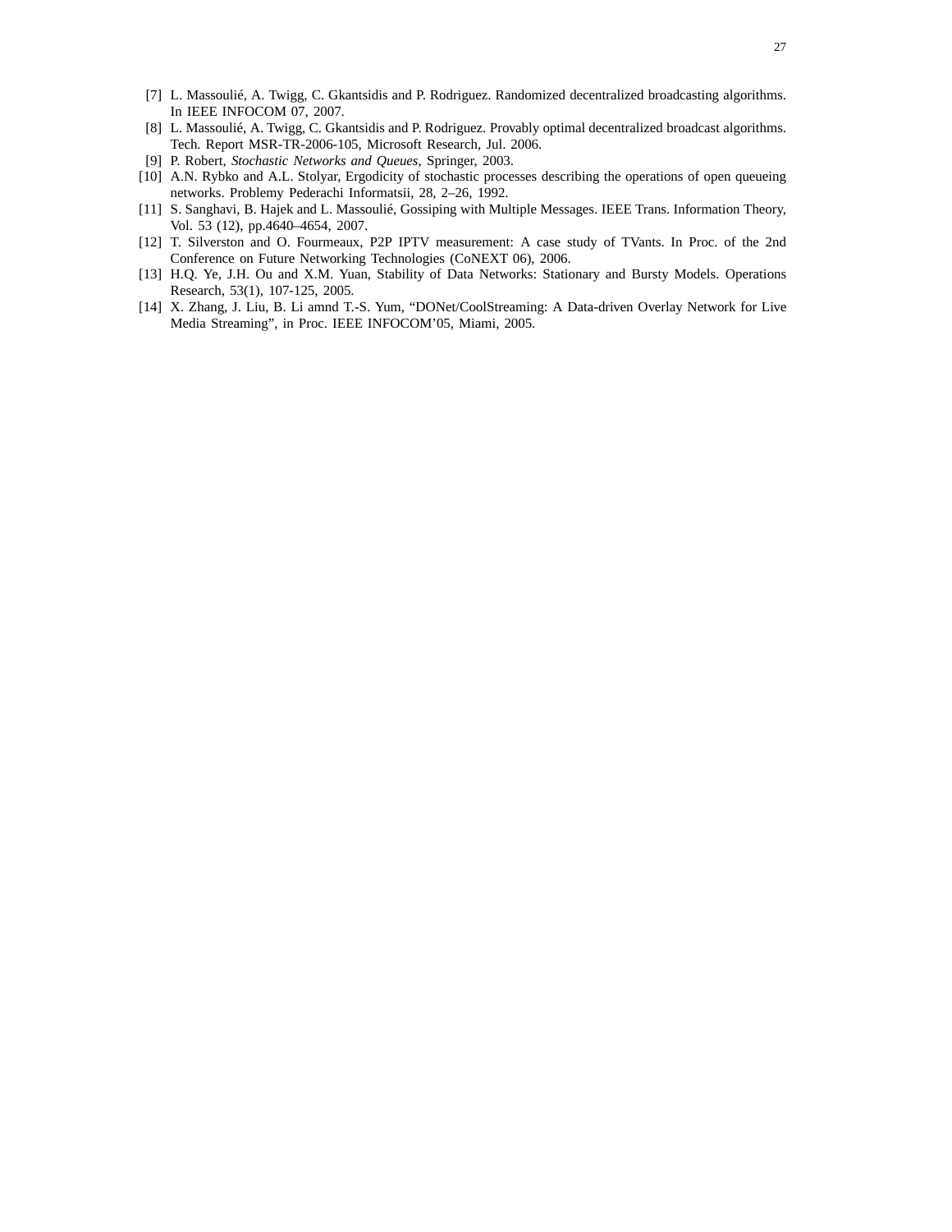[7] L. Massoulié, A. Twigg, C. Gkantsidis and P. Rodriguez. Randomized decentralized broadcasting algorithms. In IEEE INFOCOM 07, 2007.

[8] L. Massoulié, A. Twigg, C. Gkantsidis and P. Rodriguez. Provably optimal decentralized broadcast algorithms. Tech. Report MSR-TR-2006-105, Microsoft Research, Jul. 2006.

[9] P. Robert, *Stochastic Networks and Queues*, Springer, 2003.

[10] A.N. Rybko and A.L. Stolyar, Ergodicity of stochastic processes describing the operations of open queueing networks. Problemy Pederachi Informatsii, 28, 2–26, 1992.

[11] S. Sanghavi, B. Hajek and L. Massoulié, Gossiping with Multiple Messages. IEEE Trans. Information Theory, Vol. 53 (12), pp.4640–4654, 2007.

[12] T. Silverston and O. Fourmeaux, P2P IPTV measurement: A case study of TVants. In Proc. of the 2nd Conference on Future Networking Technologies (CoNEXT 06), 2006.

[13] H.Q. Ye, J.H. Ou and X.M. Yuan, Stability of Data Networks: Stationary and Bursty Models. Operations Research, 53(1), 107-125, 2005.

[14] X. Zhang, J. Liu, B. Li amnd T.-S. Yum, "DONet/CoolStreaming: A Data-driven Overlay Network for Live Media Streaming", in Proc. IEEE INFOCOM'05, Miami, 2005.